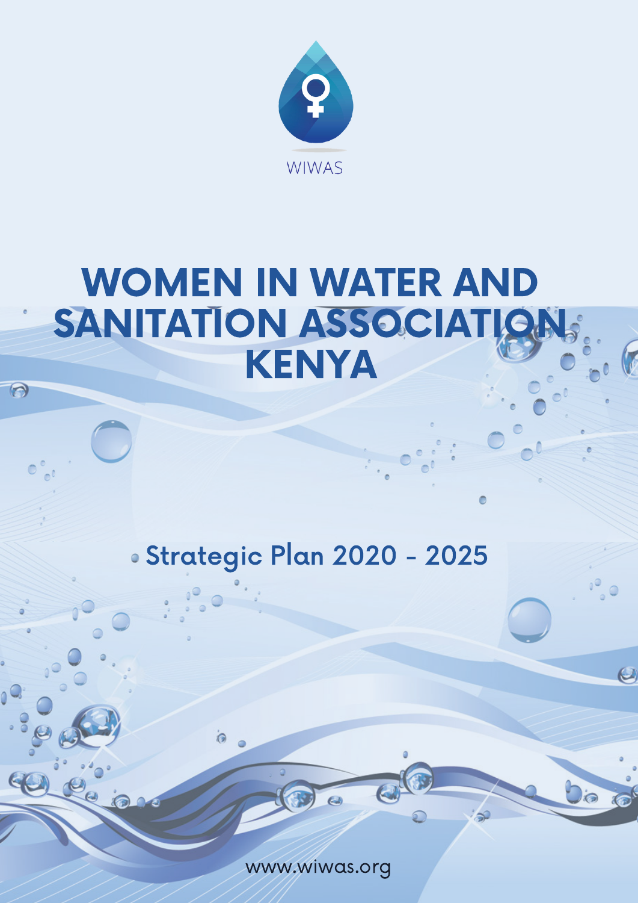WIWAS

# WOMEN IN WATER AND SANITATION ASSOCIATION KENYA

## Strategic Plan 2020 - 2025

www.wiwas.org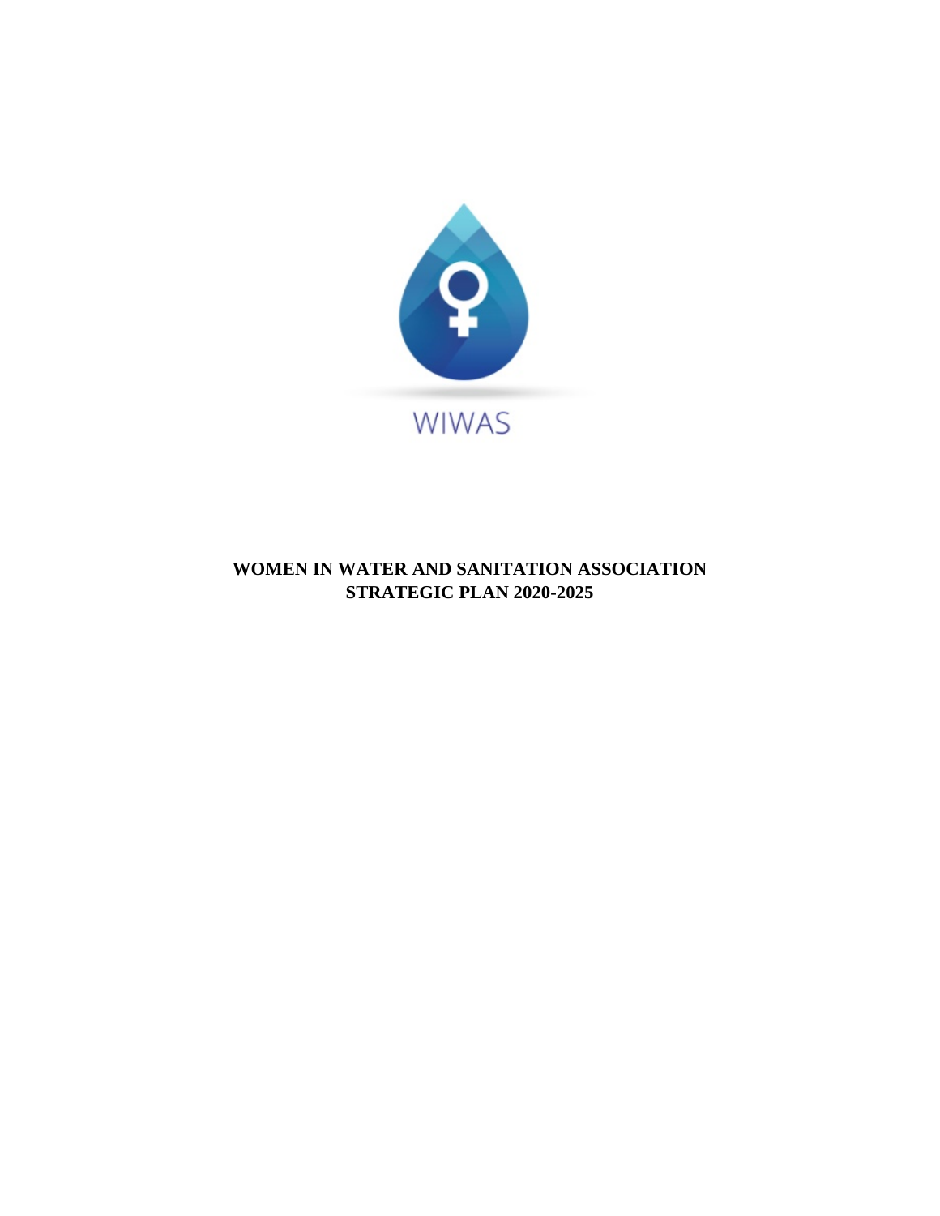WIWAS

**WOMEN IN WATER AND SANITATION ASSOCIATION**
**STRATEGIC PLAN 2020-2025**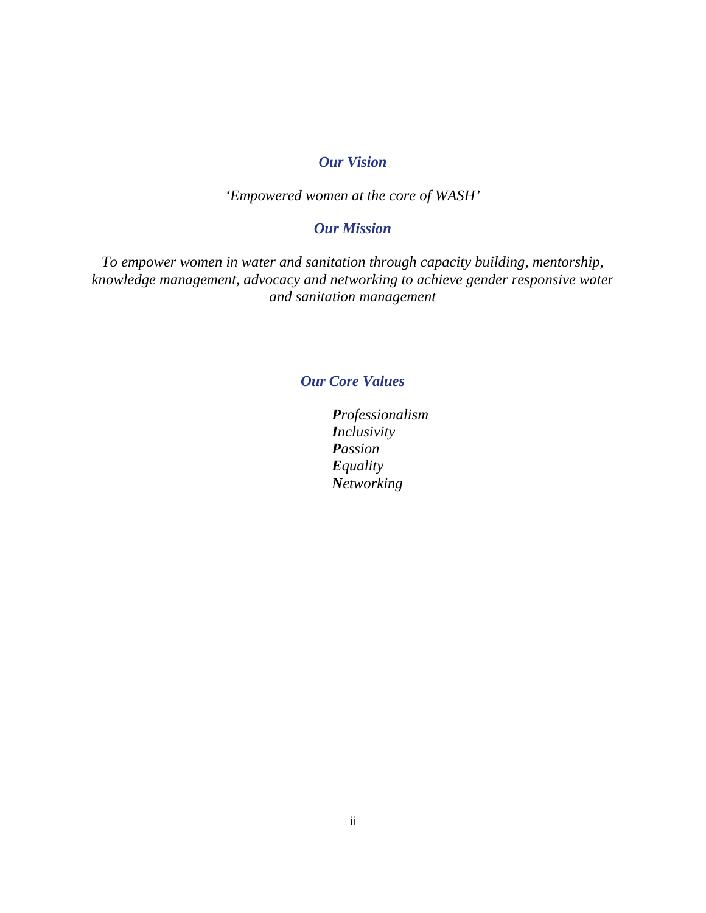## *Our Vision*

*'Empowered women at the core of WASH'*

## *Our Mission*

*To empower women in water and sanitation through capacity building, mentorship, knowledge management, advocacy and networking to achieve gender responsive water and sanitation management*

## *Our Core Values*

***P**rofessionalism*
***I**nclusivity*
***P**assion*
***E**quality*
***N**etworking*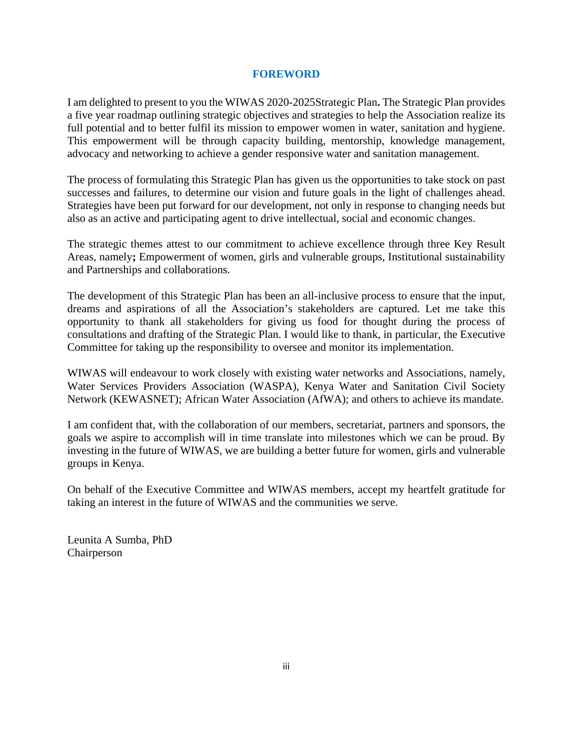## FOREWORD

I am delighted to present to you the WIWAS 2020-2025Strategic Plan**.** The Strategic Plan provides a five year roadmap outlining strategic objectives and strategies to help the Association realize its full potential and to better fulfil its mission to empower women in water, sanitation and hygiene. This empowerment will be through capacity building, mentorship, knowledge management, advocacy and networking to achieve a gender responsive water and sanitation management.

The process of formulating this Strategic Plan has given us the opportunities to take stock on past successes and failures, to determine our vision and future goals in the light of challenges ahead. Strategies have been put forward for our development, not only in response to changing needs but also as an active and participating agent to drive intellectual, social and economic changes.

The strategic themes attest to our commitment to achieve excellence through three Key Result Areas, namely**;** Empowerment of women, girls and vulnerable groups, Institutional sustainability and Partnerships and collaborations.

The development of this Strategic Plan has been an all-inclusive process to ensure that the input, dreams and aspirations of all the Association's stakeholders are captured. Let me take this opportunity to thank all stakeholders for giving us food for thought during the process of consultations and drafting of the Strategic Plan. I would like to thank, in particular, the Executive Committee for taking up the responsibility to oversee and monitor its implementation.

WIWAS will endeavour to work closely with existing water networks and Associations, namely, Water Services Providers Association (WASPA), Kenya Water and Sanitation Civil Society Network (KEWASNET); African Water Association (AfWA); and others to achieve its mandate.

I am confident that, with the collaboration of our members, secretariat, partners and sponsors, the goals we aspire to accomplish will in time translate into milestones which we can be proud. By investing in the future of WIWAS, we are building a better future for women, girls and vulnerable groups in Kenya.

On behalf of the Executive Committee and WIWAS members, accept my heartfelt gratitude for taking an interest in the future of WIWAS and the communities we serve.

Leunita A Sumba, PhD
Chairperson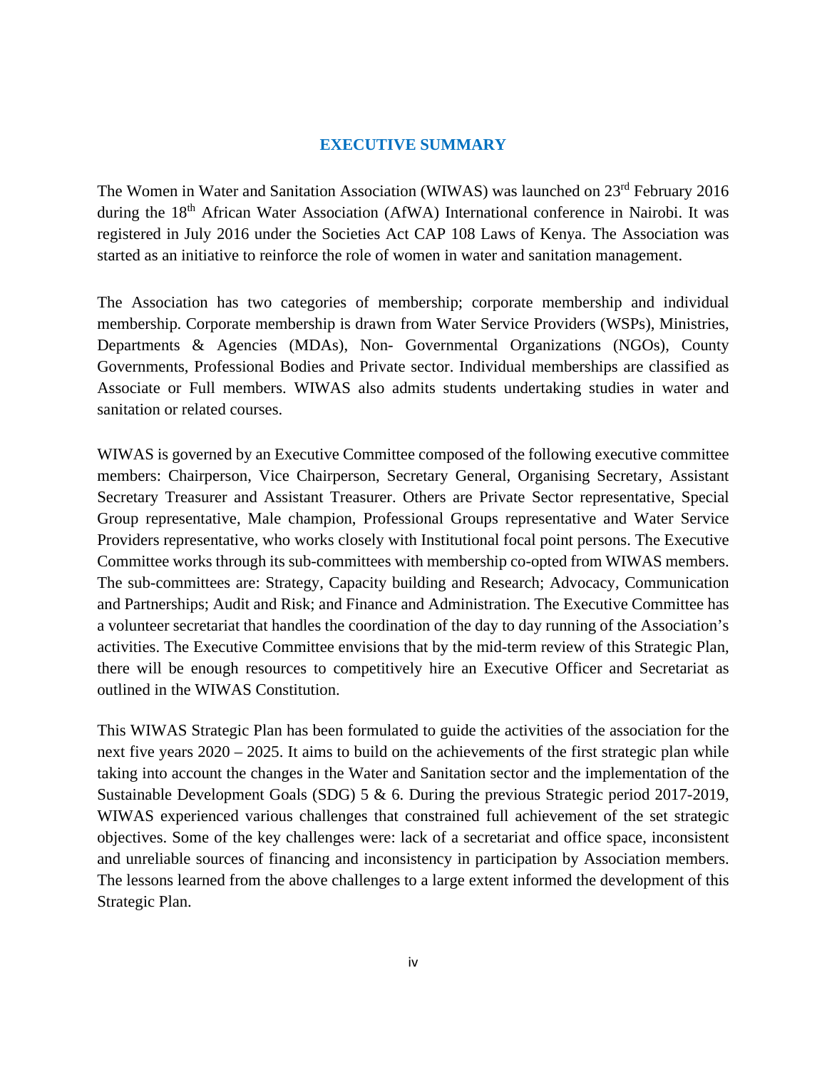# EXECUTIVE SUMMARY

The Women in Water and Sanitation Association (WIWAS) was launched on 23rd February 2016 during the 18th African Water Association (AfWA) International conference in Nairobi. It was registered in July 2016 under the Societies Act CAP 108 Laws of Kenya. The Association was started as an initiative to reinforce the role of women in water and sanitation management.

The Association has two categories of membership; corporate membership and individual membership. Corporate membership is drawn from Water Service Providers (WSPs), Ministries, Departments & Agencies (MDAs), Non- Governmental Organizations (NGOs), County Governments, Professional Bodies and Private sector. Individual memberships are classified as Associate or Full members. WIWAS also admits students undertaking studies in water and sanitation or related courses.

WIWAS is governed by an Executive Committee composed of the following executive committee members: Chairperson, Vice Chairperson, Secretary General, Organising Secretary, Assistant Secretary Treasurer and Assistant Treasurer. Others are Private Sector representative, Special Group representative, Male champion, Professional Groups representative and Water Service Providers representative, who works closely with Institutional focal point persons. The Executive Committee works through its sub-committees with membership co-opted from WIWAS members. The sub-committees are: Strategy, Capacity building and Research; Advocacy, Communication and Partnerships; Audit and Risk; and Finance and Administration. The Executive Committee has a volunteer secretariat that handles the coordination of the day to day running of the Association's activities. The Executive Committee envisions that by the mid-term review of this Strategic Plan, there will be enough resources to competitively hire an Executive Officer and Secretariat as outlined in the WIWAS Constitution.

This WIWAS Strategic Plan has been formulated to guide the activities of the association for the next five years 2020 – 2025. It aims to build on the achievements of the first strategic plan while taking into account the changes in the Water and Sanitation sector and the implementation of the Sustainable Development Goals (SDG) 5 & 6. During the previous Strategic period 2017-2019, WIWAS experienced various challenges that constrained full achievement of the set strategic objectives. Some of the key challenges were: lack of a secretariat and office space, inconsistent and unreliable sources of financing and inconsistency in participation by Association members. The lessons learned from the above challenges to a large extent informed the development of this Strategic Plan.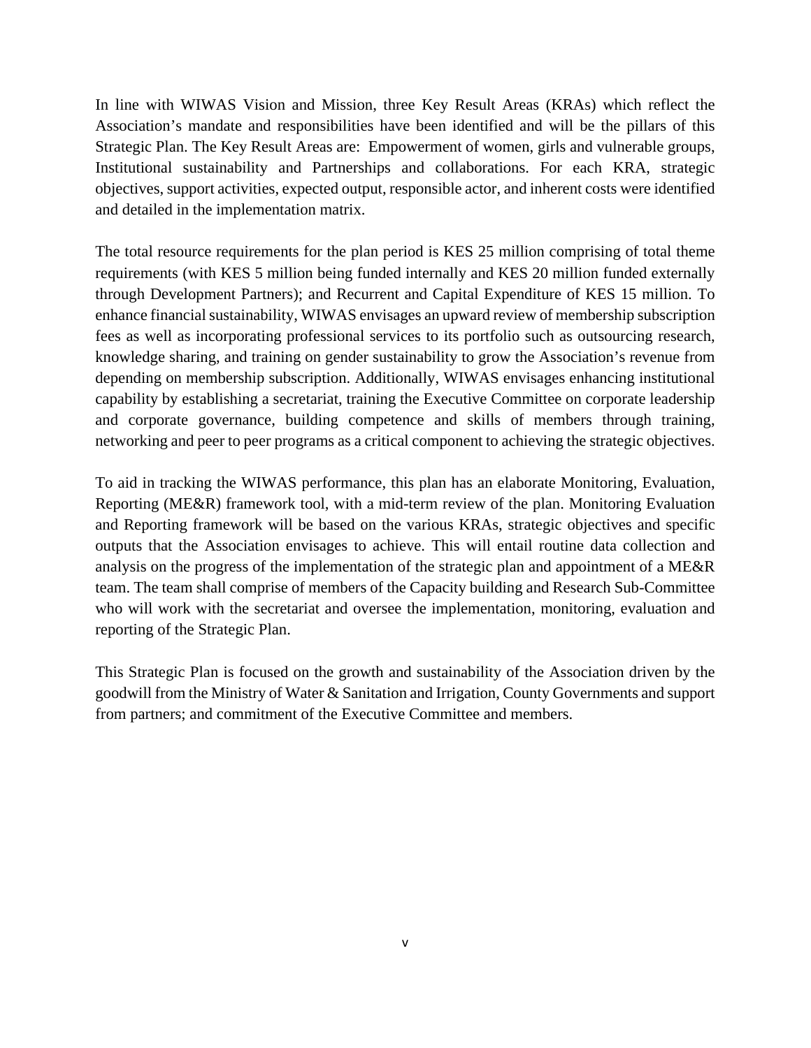In line with WIWAS Vision and Mission, three Key Result Areas (KRAs) which reflect the Association's mandate and responsibilities have been identified and will be the pillars of this Strategic Plan. The Key Result Areas are: Empowerment of women, girls and vulnerable groups, Institutional sustainability and Partnerships and collaborations. For each KRA, strategic objectives, support activities, expected output, responsible actor, and inherent costs were identified and detailed in the implementation matrix.

The total resource requirements for the plan period is KES 25 million comprising of total theme requirements (with KES 5 million being funded internally and KES 20 million funded externally through Development Partners); and Recurrent and Capital Expenditure of KES 15 million. To enhance financial sustainability, WIWAS envisages an upward review of membership subscription fees as well as incorporating professional services to its portfolio such as outsourcing research, knowledge sharing, and training on gender sustainability to grow the Association's revenue from depending on membership subscription. Additionally, WIWAS envisages enhancing institutional capability by establishing a secretariat, training the Executive Committee on corporate leadership and corporate governance, building competence and skills of members through training, networking and peer to peer programs as a critical component to achieving the strategic objectives.

To aid in tracking the WIWAS performance, this plan has an elaborate Monitoring, Evaluation, Reporting (ME&R) framework tool, with a mid-term review of the plan. Monitoring Evaluation and Reporting framework will be based on the various KRAs, strategic objectives and specific outputs that the Association envisages to achieve. This will entail routine data collection and analysis on the progress of the implementation of the strategic plan and appointment of a ME&R team. The team shall comprise of members of the Capacity building and Research Sub-Committee who will work with the secretariat and oversee the implementation, monitoring, evaluation and reporting of the Strategic Plan.

This Strategic Plan is focused on the growth and sustainability of the Association driven by the goodwill from the Ministry of Water & Sanitation and Irrigation, County Governments and support from partners; and commitment of the Executive Committee and members.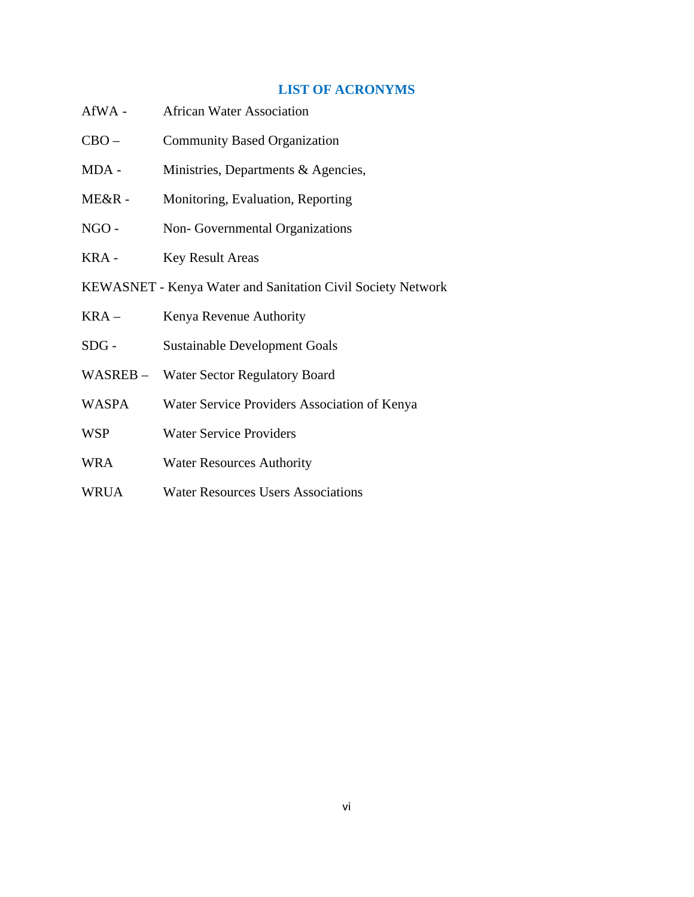## LIST OF ACRONYMS

AfWA - African Water Association

CBO – Community Based Organization

MDA - Ministries, Departments & Agencies,

ME&R - Monitoring, Evaluation, Reporting

NGO - Non- Governmental Organizations

KRA - Key Result Areas

KEWASNET - Kenya Water and Sanitation Civil Society Network

KRA – Kenya Revenue Authority

SDG - Sustainable Development Goals

WASREB – Water Sector Regulatory Board

WASPA Water Service Providers Association of Kenya

WSP Water Service Providers

WRA Water Resources Authority

WRUA Water Resources Users Associations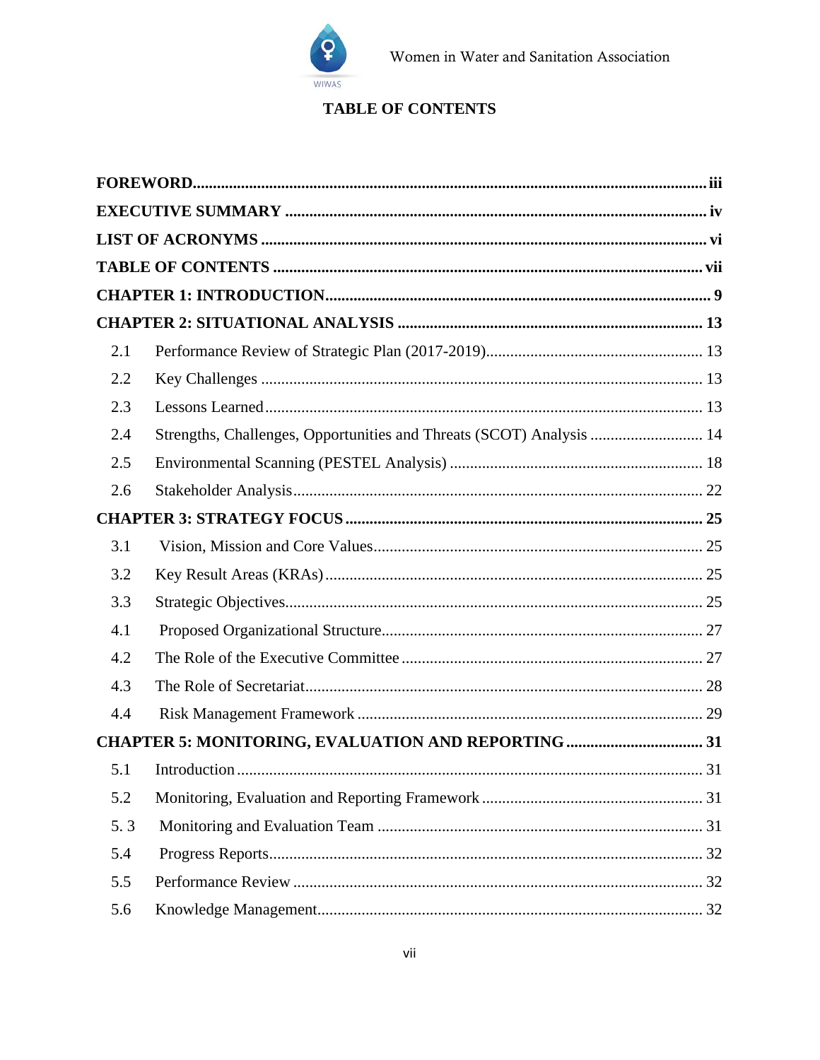# TABLE OF CONTENTS

**FOREWORD** ........ **iii**

**EXECUTIVE SUMMARY** ........ **iv**

**LIST OF ACRONYMS** ........ **vi**

**TABLE OF CONTENTS** ........ **vii**

**CHAPTER 1: INTRODUCTION** ........ **9**

**CHAPTER 2: SITUATIONAL ANALYSIS** ........ **13**

- 2.1 Performance Review of Strategic Plan (2017-2019) ........ 13
- 2.2 Key Challenges ........ 13
- 2.3 Lessons Learned ........ 13
- 2.4 Strengths, Challenges, Opportunities and Threats (SCOT) Analysis ........ 14
- 2.5 Environmental Scanning (PESTEL Analysis) ........ 18
- 2.6 Stakeholder Analysis ........ 22

**CHAPTER 3: STRATEGY FOCUS** ........ **25**

- 3.1 Vision, Mission and Core Values ........ 25
- 3.2 Key Result Areas (KRAs) ........ 25
- 3.3 Strategic Objectives ........ 25
- 4.1 Proposed Organizational Structure ........ 27
- 4.2 The Role of the Executive Committee ........ 27
- 4.3 The Role of Secretariat ........ 28
- 4.4 Risk Management Framework ........ 29

**CHAPTER 5: MONITORING, EVALUATION AND REPORTING** ........ **31**

- 5.1 Introduction ........ 31
- 5.2 Monitoring, Evaluation and Reporting Framework ........ 31
- 5. 3 Monitoring and Evaluation Team ........ 31
- 5.4 Progress Reports ........ 32
- 5.5 Performance Review ........ 32
- 5.6 Knowledge Management ........ 32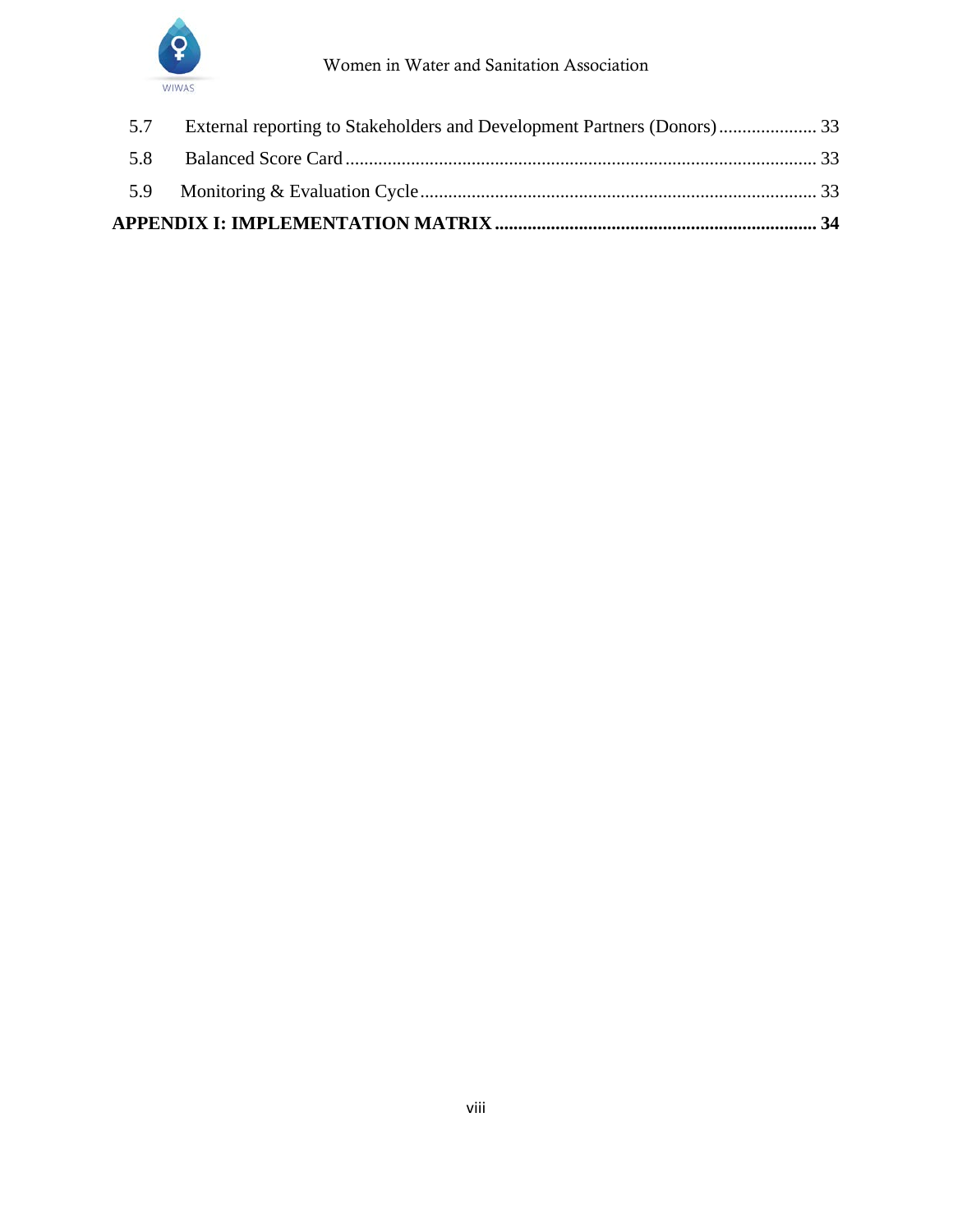5.7 External reporting to Stakeholders and Development Partners (Donors) ..................... 33

5.8 Balanced Score Card .................................................................................................... 33

5.9 Monitoring & Evaluation Cycle .................................................................................... 33

**APPENDIX I: IMPLEMENTATION MATRIX ..................................................................... 34**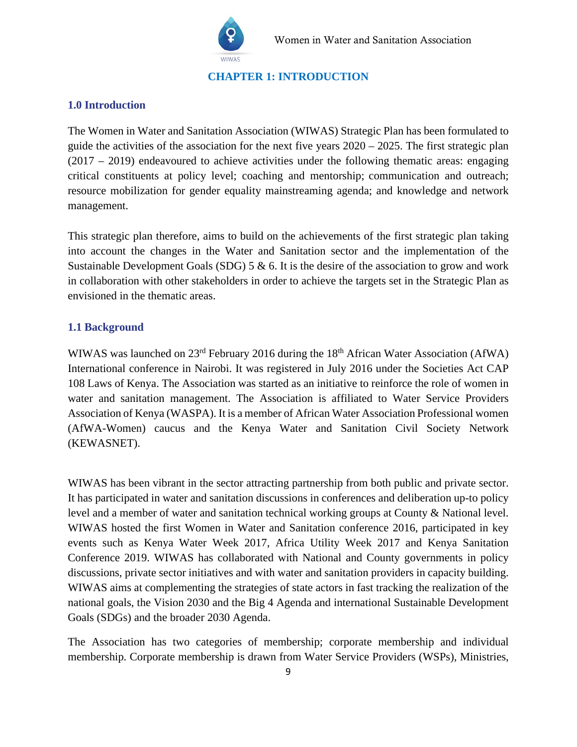# CHAPTER 1: INTRODUCTION

## 1.0 Introduction

The Women in Water and Sanitation Association (WIWAS) Strategic Plan has been formulated to guide the activities of the association for the next five years 2020 – 2025. The first strategic plan (2017 – 2019) endeavoured to achieve activities under the following thematic areas: engaging critical constituents at policy level; coaching and mentorship; communication and outreach; resource mobilization for gender equality mainstreaming agenda; and knowledge and network management.

This strategic plan therefore, aims to build on the achievements of the first strategic plan taking into account the changes in the Water and Sanitation sector and the implementation of the Sustainable Development Goals (SDG) 5 & 6. It is the desire of the association to grow and work in collaboration with other stakeholders in order to achieve the targets set in the Strategic Plan as envisioned in the thematic areas.

## 1.1 Background

WIWAS was launched on 23rd February 2016 during the 18th African Water Association (AfWA) International conference in Nairobi. It was registered in July 2016 under the Societies Act CAP 108 Laws of Kenya. The Association was started as an initiative to reinforce the role of women in water and sanitation management. The Association is affiliated to Water Service Providers Association of Kenya (WASPA). It is a member of African Water Association Professional women (AfWA-Women) caucus and the Kenya Water and Sanitation Civil Society Network (KEWASNET).

WIWAS has been vibrant in the sector attracting partnership from both public and private sector. It has participated in water and sanitation discussions in conferences and deliberation up-to policy level and a member of water and sanitation technical working groups at County & National level. WIWAS hosted the first Women in Water and Sanitation conference 2016, participated in key events such as Kenya Water Week 2017, Africa Utility Week 2017 and Kenya Sanitation Conference 2019. WIWAS has collaborated with National and County governments in policy discussions, private sector initiatives and with water and sanitation providers in capacity building. WIWAS aims at complementing the strategies of state actors in fast tracking the realization of the national goals, the Vision 2030 and the Big 4 Agenda and international Sustainable Development Goals (SDGs) and the broader 2030 Agenda.

The Association has two categories of membership; corporate membership and individual membership. Corporate membership is drawn from Water Service Providers (WSPs), Ministries,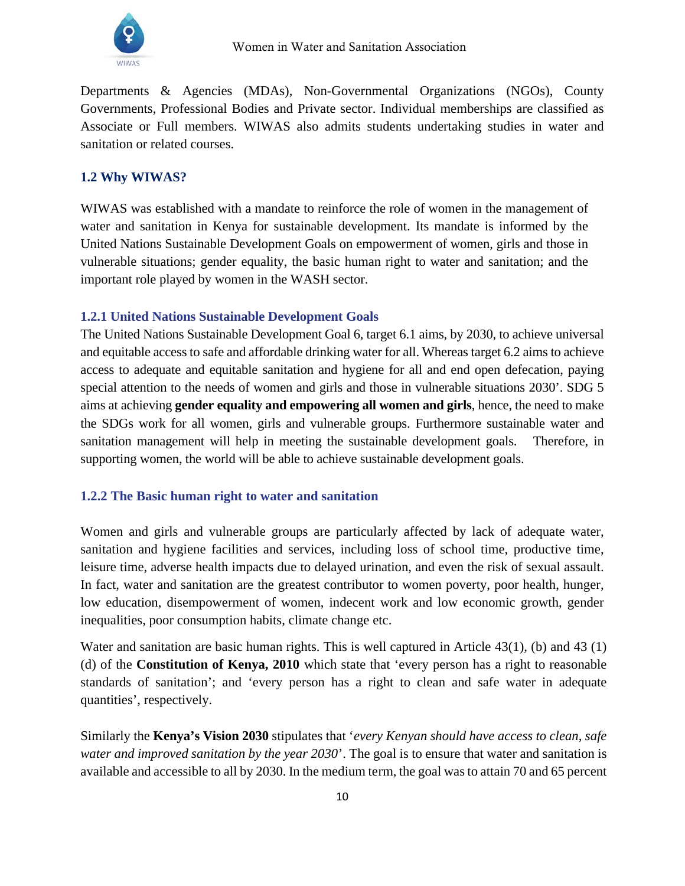Departments & Agencies (MDAs), Non-Governmental Organizations (NGOs), County Governments, Professional Bodies and Private sector. Individual memberships are classified as Associate or Full members. WIWAS also admits students undertaking studies in water and sanitation or related courses.

## 1.2 Why WIWAS?

WIWAS was established with a mandate to reinforce the role of women in the management of water and sanitation in Kenya for sustainable development. Its mandate is informed by the United Nations Sustainable Development Goals on empowerment of women, girls and those in vulnerable situations; gender equality, the basic human right to water and sanitation; and the important role played by women in the WASH sector.

### 1.2.1 United Nations Sustainable Development Goals

The United Nations Sustainable Development Goal 6, target 6.1 aims, by 2030, to achieve universal and equitable access to safe and affordable drinking water for all. Whereas target 6.2 aims to achieve access to adequate and equitable sanitation and hygiene for all and end open defecation, paying special attention to the needs of women and girls and those in vulnerable situations 2030'. SDG 5 aims at achieving **gender equality and empowering all women and girls**, hence, the need to make the SDGs work for all women, girls and vulnerable groups. Furthermore sustainable water and sanitation management will help in meeting the sustainable development goals. Therefore, in supporting women, the world will be able to achieve sustainable development goals.

### 1.2.2 The Basic human right to water and sanitation

Women and girls and vulnerable groups are particularly affected by lack of adequate water, sanitation and hygiene facilities and services, including loss of school time, productive time, leisure time, adverse health impacts due to delayed urination, and even the risk of sexual assault. In fact, water and sanitation are the greatest contributor to women poverty, poor health, hunger, low education, disempowerment of women, indecent work and low economic growth, gender inequalities, poor consumption habits, climate change etc.

Water and sanitation are basic human rights. This is well captured in Article 43(1), (b) and 43 (1) (d) of the **Constitution of Kenya, 2010** which state that 'every person has a right to reasonable standards of sanitation'; and 'every person has a right to clean and safe water in adequate quantities', respectively.

Similarly the **Kenya's Vision 2030** stipulates that '*every Kenyan should have access to clean, safe water and improved sanitation by the year 2030*'. The goal is to ensure that water and sanitation is available and accessible to all by 2030. In the medium term, the goal was to attain 70 and 65 percent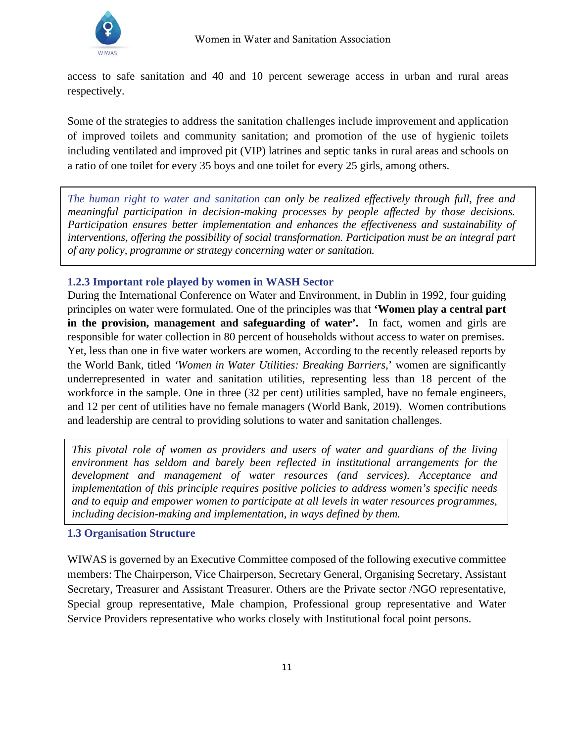access to safe sanitation and 40 and 10 percent sewerage access in urban and rural areas respectively.

Some of the strategies to address the sanitation challenges include improvement and application of improved toilets and community sanitation; and promotion of the use of hygienic toilets including ventilated and improved pit (VIP) latrines and septic tanks in rural areas and schools on a ratio of one toilet for every 35 boys and one toilet for every 25 girls, among others.

> *The human right to water and sanitation can only be realized effectively through full, free and meaningful participation in decision-making processes by people affected by those decisions. Participation ensures better implementation and enhances the effectiveness and sustainability of interventions, offering the possibility of social transformation. Participation must be an integral part of any policy, programme or strategy concerning water or sanitation.*

### 1.2.3 Important role played by women in WASH Sector

During the International Conference on Water and Environment, in Dublin in 1992, four guiding principles on water were formulated. One of the principles was that **'Women play a central part in the provision, management and safeguarding of water'.** In fact, women and girls are responsible for water collection in 80 percent of households without access to water on premises. Yet, less than one in five water workers are women, According to the recently released reports by the World Bank, titled *'Women in Water Utilities: Breaking Barriers,'* women are significantly underrepresented in water and sanitation utilities, representing less than 18 percent of the workforce in the sample. One in three (32 per cent) utilities sampled, have no female engineers, and 12 per cent of utilities have no female managers (World Bank, 2019). Women contributions and leadership are central to providing solutions to water and sanitation challenges.

> *This pivotal role of women as providers and users of water and guardians of the living environment has seldom and barely been reflected in institutional arrangements for the development and management of water resources (and services). Acceptance and implementation of this principle requires positive policies to address women's specific needs and to equip and empower women to participate at all levels in water resources programmes, including decision-making and implementation, in ways defined by them.*

## 1.3 Organisation Structure

WIWAS is governed by an Executive Committee composed of the following executive committee members: The Chairperson, Vice Chairperson, Secretary General, Organising Secretary, Assistant Secretary, Treasurer and Assistant Treasurer. Others are the Private sector /NGO representative, Special group representative, Male champion, Professional group representative and Water Service Providers representative who works closely with Institutional focal point persons.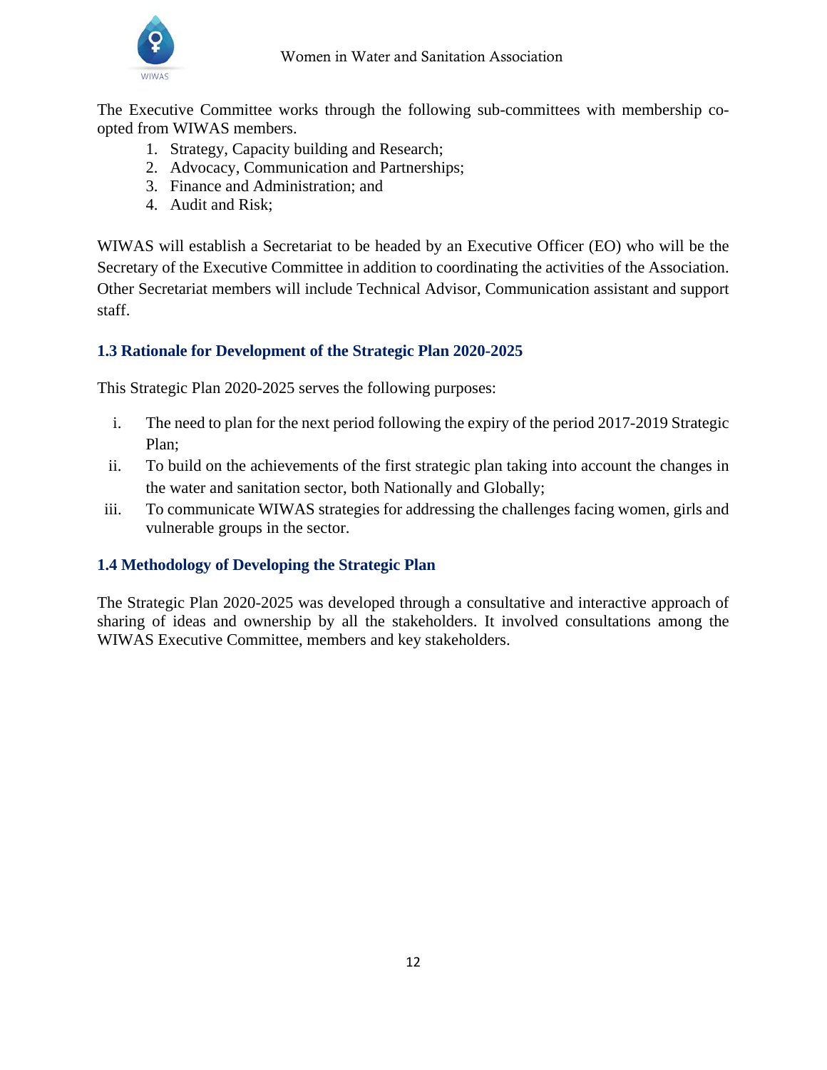The Executive Committee works through the following sub-committees with membership co-opted from WIWAS members.

1. Strategy, Capacity building and Research;
2. Advocacy, Communication and Partnerships;
3. Finance and Administration; and
4. Audit and Risk;

WIWAS will establish a Secretariat to be headed by an Executive Officer (EO) who will be the Secretary of the Executive Committee in addition to coordinating the activities of the Association. Other Secretariat members will include Technical Advisor, Communication assistant and support staff.

### 1.3 Rationale for Development of the Strategic Plan 2020-2025

This Strategic Plan 2020-2025 serves the following purposes:

i. The need to plan for the next period following the expiry of the period 2017-2019 Strategic Plan;
ii. To build on the achievements of the first strategic plan taking into account the changes in the water and sanitation sector, both Nationally and Globally;
iii. To communicate WIWAS strategies for addressing the challenges facing women, girls and vulnerable groups in the sector.

### 1.4 Methodology of Developing the Strategic Plan

The Strategic Plan 2020-2025 was developed through a consultative and interactive approach of sharing of ideas and ownership by all the stakeholders. It involved consultations among the WIWAS Executive Committee, members and key stakeholders.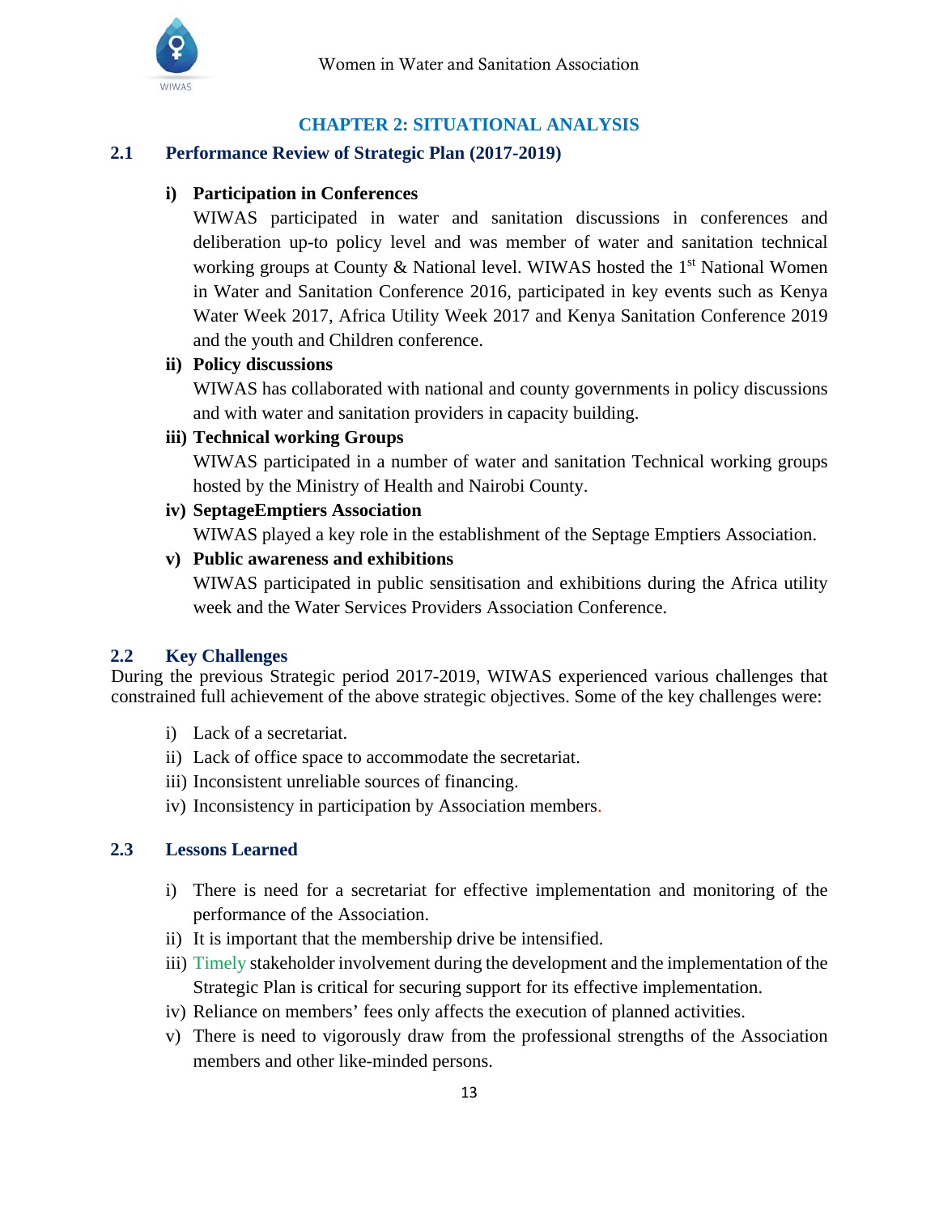# CHAPTER 2: SITUATIONAL ANALYSIS

## 2.1 Performance Review of Strategic Plan (2017-2019)

**i) Participation in Conferences**

WIWAS participated in water and sanitation discussions in conferences and deliberation up-to policy level and was member of water and sanitation technical working groups at County & National level. WIWAS hosted the 1st National Women in Water and Sanitation Conference 2016, participated in key events such as Kenya Water Week 2017, Africa Utility Week 2017 and Kenya Sanitation Conference 2019 and the youth and Children conference.

**ii) Policy discussions**

WIWAS has collaborated with national and county governments in policy discussions and with water and sanitation providers in capacity building.

**iii) Technical working Groups**

WIWAS participated in a number of water and sanitation Technical working groups hosted by the Ministry of Health and Nairobi County.

**iv) SeptageEmptiers Association**

WIWAS played a key role in the establishment of the Septage Emptiers Association.

**v) Public awareness and exhibitions**

WIWAS participated in public sensitisation and exhibitions during the Africa utility week and the Water Services Providers Association Conference.

## 2.2 Key Challenges

During the previous Strategic period 2017-2019, WIWAS experienced various challenges that constrained full achievement of the above strategic objectives. Some of the key challenges were:

i) Lack of a secretariat.
ii) Lack of office space to accommodate the secretariat.
iii) Inconsistent unreliable sources of financing.
iv) Inconsistency in participation by Association members.

## 2.3 Lessons Learned

i) There is need for a secretariat for effective implementation and monitoring of the performance of the Association.
ii) It is important that the membership drive be intensified.
iii) Timely stakeholder involvement during the development and the implementation of the Strategic Plan is critical for securing support for its effective implementation.
iv) Reliance on members' fees only affects the execution of planned activities.
v) There is need to vigorously draw from the professional strengths of the Association members and other like-minded persons.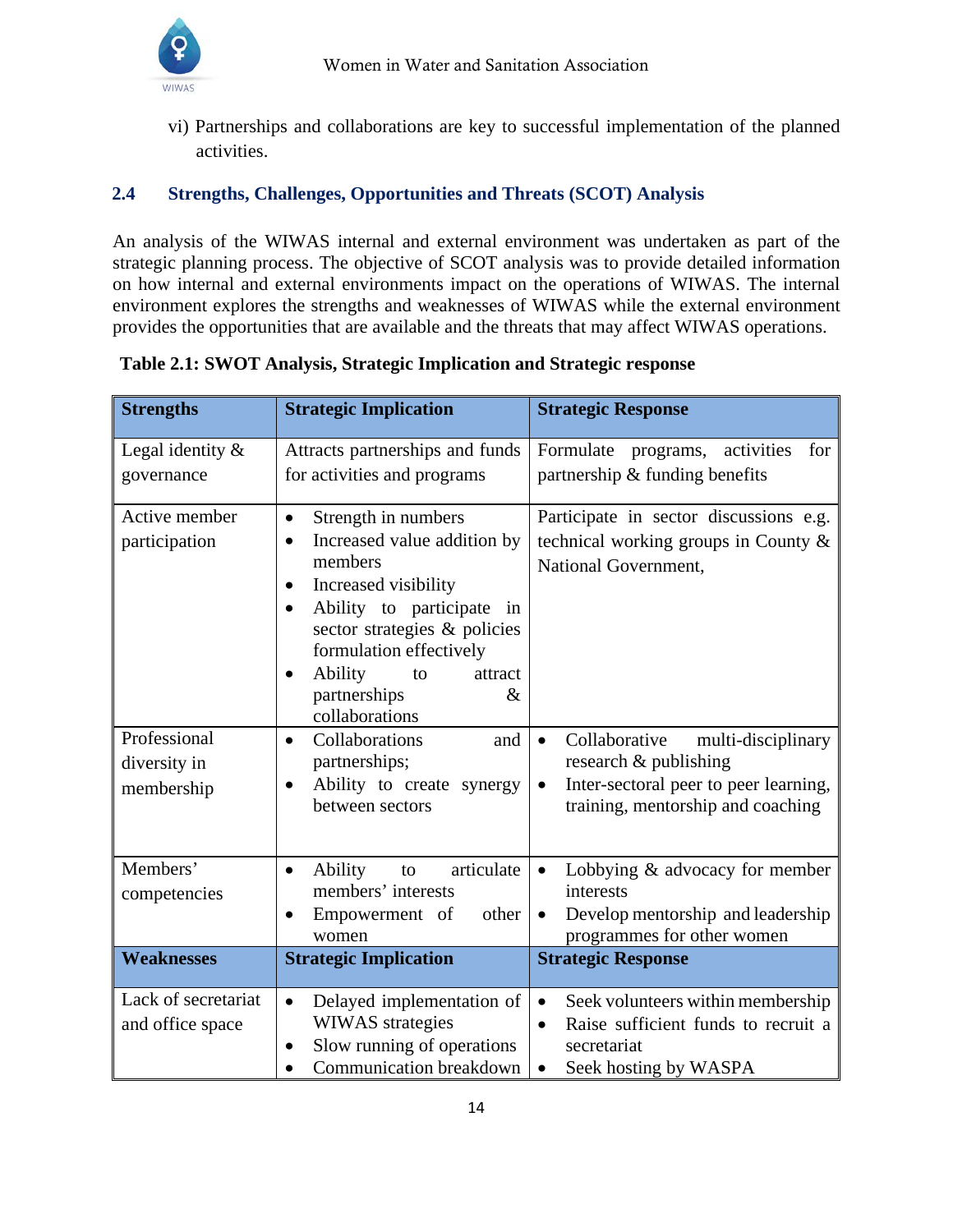vi) Partnerships and collaborations are key to successful implementation of the planned activities.

## 2.4 Strengths, Challenges, Opportunities and Threats (SCOT) Analysis

An analysis of the WIWAS internal and external environment was undertaken as part of the strategic planning process. The objective of SCOT analysis was to provide detailed information on how internal and external environments impact on the operations of WIWAS. The internal environment explores the strengths and weaknesses of WIWAS while the external environment provides the opportunities that are available and the threats that may affect WIWAS operations.

**Table 2.1: SWOT Analysis, Strategic Implication and Strategic response**

| Strengths | Strategic Implication | Strategic Response |
|---|---|---|
| Legal identity & governance | Attracts partnerships and funds for activities and programs | Formulate programs, activities for partnership & funding benefits |
| Active member participation | • Strength in numbers<br>• Increased value addition by members<br>• Increased visibility<br>• Ability to participate in sector strategies & policies formulation effectively<br>• Ability to attract partnerships & collaborations | Participate in sector discussions e.g. technical working groups in County & National Government, |
| Professional diversity in membership | • Collaborations and partnerships;<br>• Ability to create synergy between sectors | • Collaborative multi-disciplinary research & publishing<br>• Inter-sectoral peer to peer learning, training, mentorship and coaching |
| Members' competencies | • Ability to articulate members' interests<br>• Empowerment of other women | • Lobbying & advocacy for member interests<br>• Develop mentorship and leadership programmes for other women |
| **Weaknesses** | **Strategic Implication** | **Strategic Response** |
| Lack of secretariat and office space | • Delayed implementation of WIWAS strategies<br>• Slow running of operations<br>• Communication breakdown | • Seek volunteers within membership<br>• Raise sufficient funds to recruit a secretariat<br>• Seek hosting by WASPA |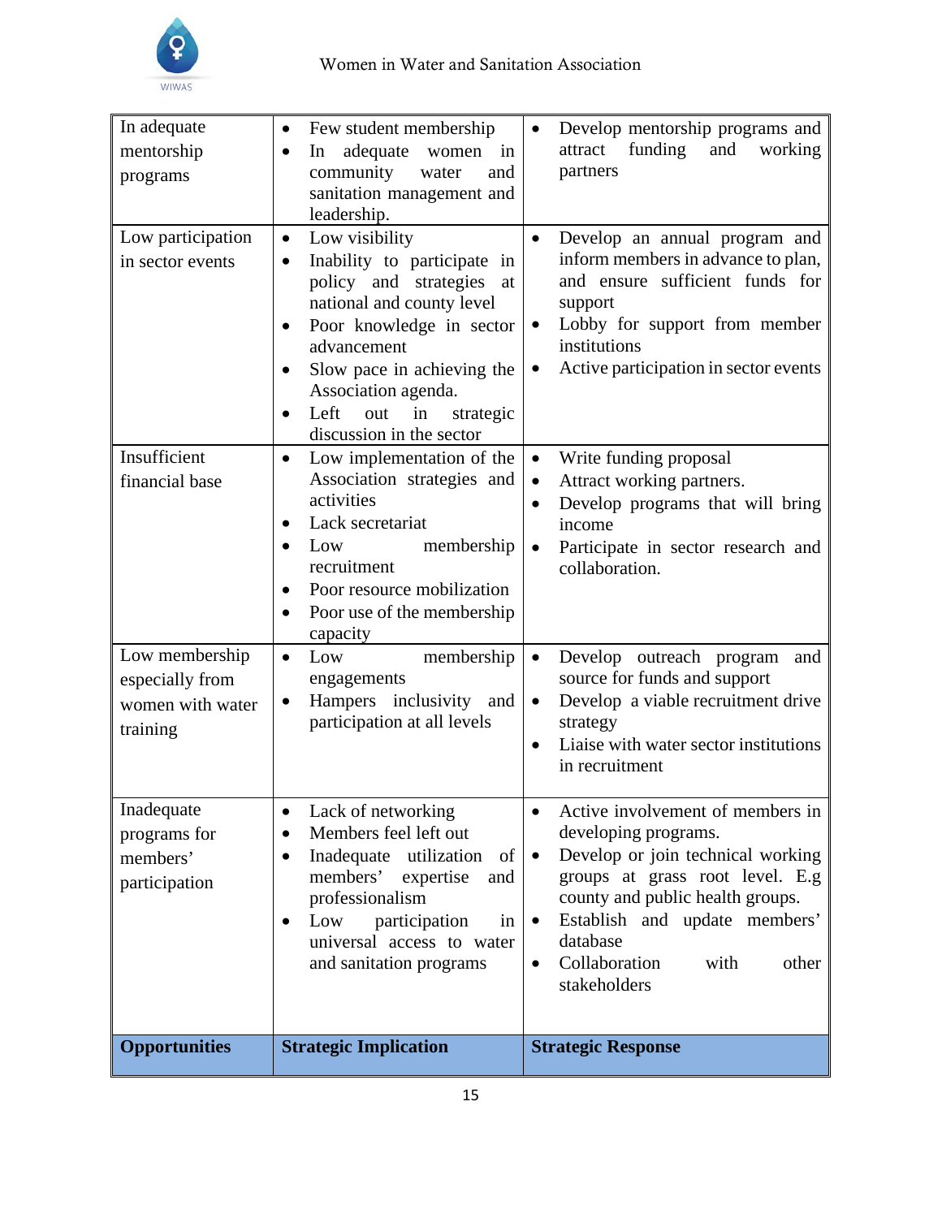| In adequate mentorship programs | • Few student membership<br>• In adequate women in community water and sanitation management and leadership. | • Develop mentorship programs and attract funding and working partners |
|---|---|---|
| Low participation in sector events | • Low visibility<br>• Inability to participate in policy and strategies at national and county level<br>• Poor knowledge in sector advancement<br>• Slow pace in achieving the Association agenda.<br>• Left out in strategic discussion in the sector | • Develop an annual program and inform members in advance to plan, and ensure sufficient funds for support<br>• Lobby for support from member institutions<br>• Active participation in sector events |
| Insufficient financial base | • Low implementation of the Association strategies and activities<br>• Lack secretariat<br>• Low membership recruitment<br>• Poor resource mobilization<br>• Poor use of the membership capacity | • Write funding proposal<br>• Attract working partners.<br>• Develop programs that will bring income<br>• Participate in sector research and collaboration. |
| Low membership especially from women with water training | • Low membership engagements<br>• Hampers inclusivity and participation at all levels | • Develop outreach program and source for funds and support<br>• Develop a viable recruitment drive strategy<br>• Liaise with water sector institutions in recruitment |
| Inadequate programs for members' participation | • Lack of networking<br>• Members feel left out<br>• Inadequate utilization of members' expertise and professionalism<br>• Low participation in universal access to water and sanitation programs | • Active involvement of members in developing programs.<br>• Develop or join technical working groups at grass root level. E.g county and public health groups.<br>• Establish and update members' database<br>• Collaboration with other stakeholders |
| **Opportunities** | **Strategic Implication** | **Strategic Response** |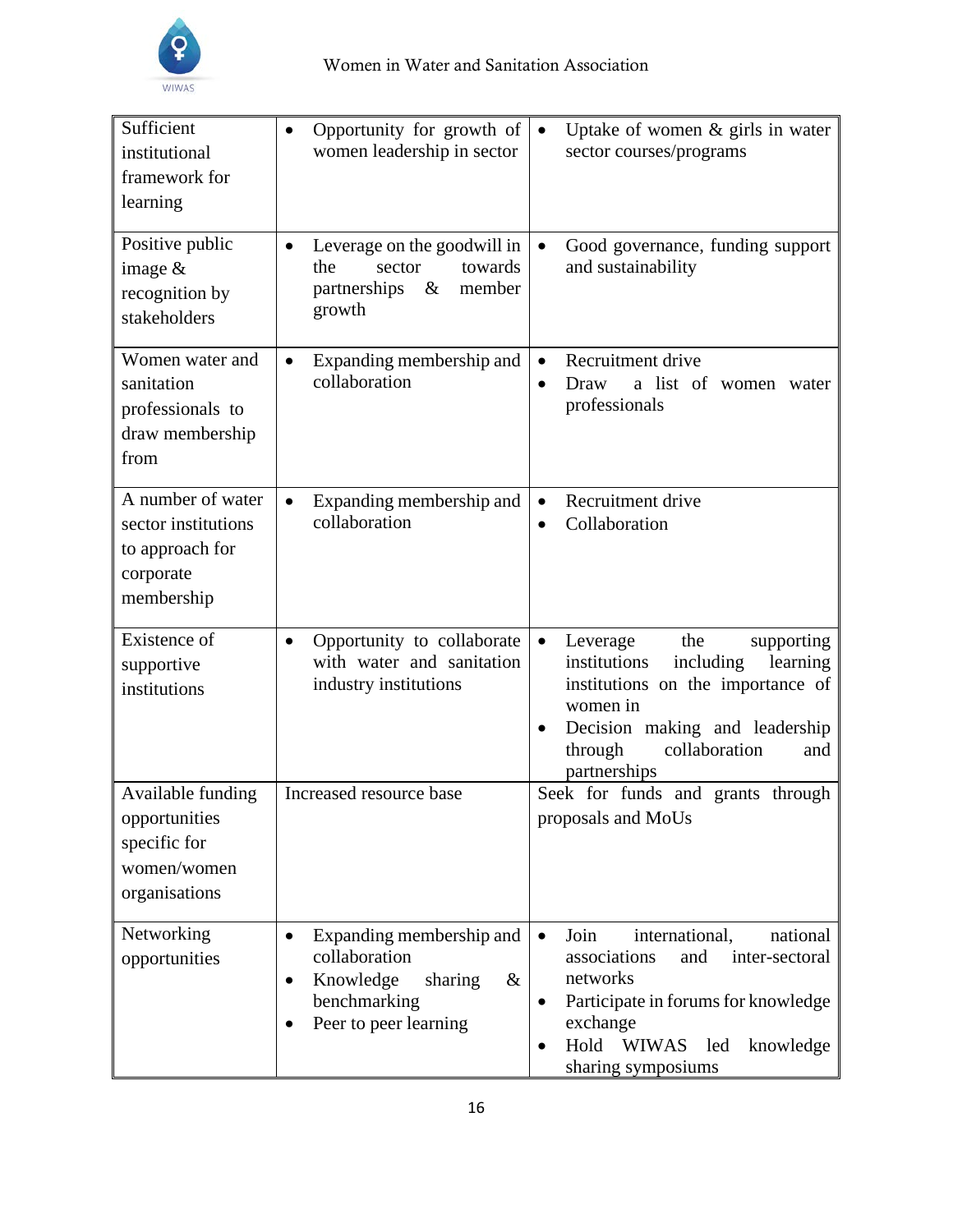| Sufficient institutional framework for learning | • Opportunity for growth of women leadership in sector | • Uptake of women & girls in water sector courses/programs |
|---|---|---|
| Positive public image & recognition by stakeholders | • Leverage on the goodwill in the sector towards partnerships & member growth | • Good governance, funding support and sustainability |
| Women water and sanitation professionals to draw membership from | • Expanding membership and collaboration | • Recruitment drive<br>• Draw a list of women water professionals |
| A number of water sector institutions to approach for corporate membership | • Expanding membership and collaboration | • Recruitment drive<br>• Collaboration |
| Existence of supportive institutions | • Opportunity to collaborate with water and sanitation industry institutions | • Leverage the supporting institutions including learning institutions on the importance of women in<br>• Decision making and leadership through collaboration and partnerships |
| Available funding opportunities specific for women/women organisations | Increased resource base | Seek for funds and grants through proposals and MoUs |
| Networking opportunities | • Expanding membership and collaboration<br>• Knowledge sharing & benchmarking<br>• Peer to peer learning | • Join international, national associations and inter-sectoral networks<br>• Participate in forums for knowledge exchange<br>• Hold WIWAS led knowledge sharing symposiums |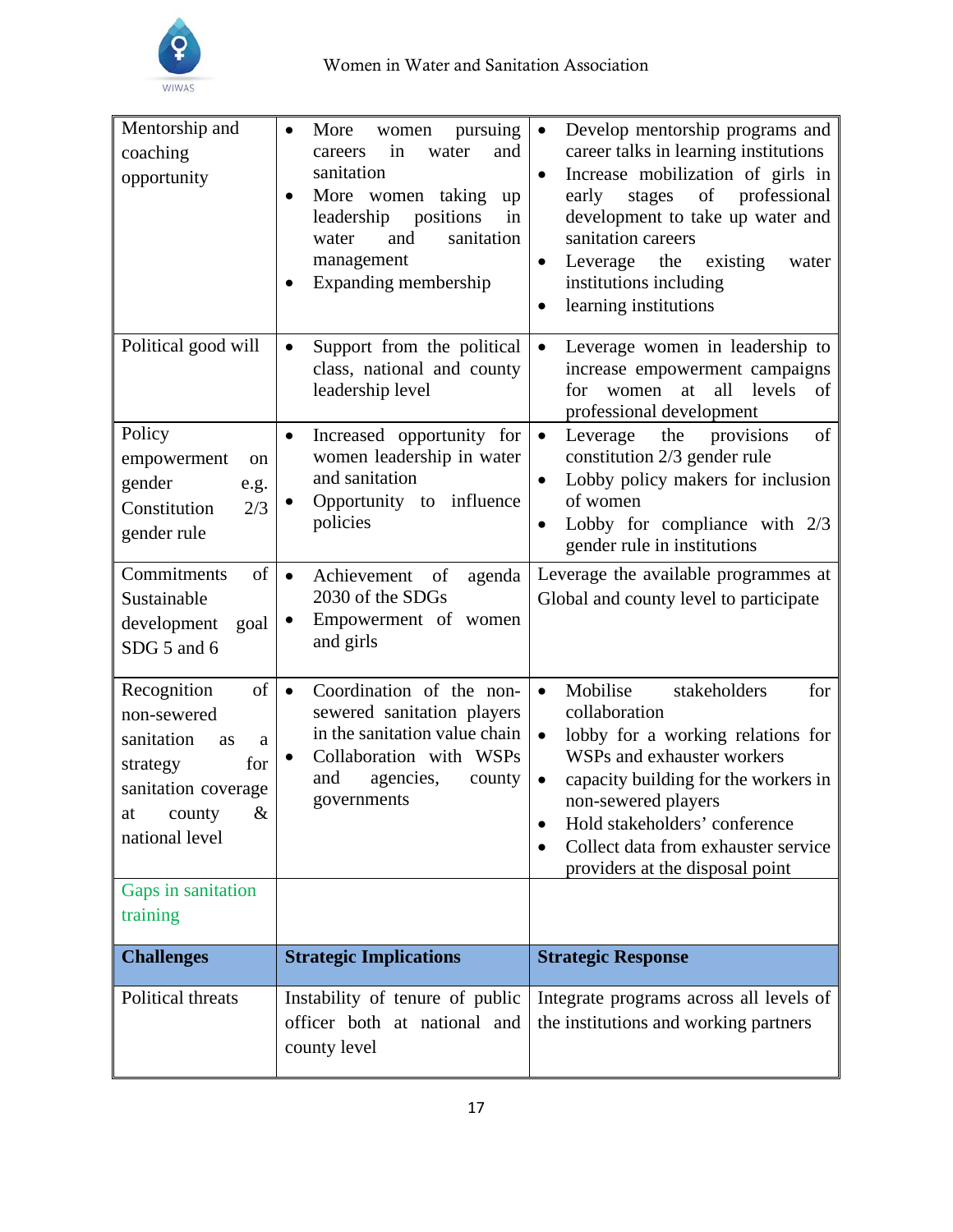| Mentorship and coaching opportunity | • More women pursuing careers in water and sanitation<br>• More women taking up leadership positions in water and sanitation management<br>• Expanding membership | • Develop mentorship programs and career talks in learning institutions<br>• Increase mobilization of girls in early stages of professional development to take up water and sanitation careers<br>• Leverage the existing water institutions including<br>• learning institutions |
|---|---|---|
| Political good will | • Support from the political class, national and county leadership level | • Leverage women in leadership to increase empowerment campaigns for women at all levels of professional development |
| Policy empowerment on gender e.g. Constitution 2/3 gender rule | • Increased opportunity for women leadership in water and sanitation<br>• Opportunity to influence policies | • Leverage the provisions of constitution 2/3 gender rule<br>• Lobby policy makers for inclusion of women<br>• Lobby for compliance with 2/3 gender rule in institutions |
| Commitments of Sustainable development goal SDG 5 and 6 | • Achievement of agenda 2030 of the SDGs<br>• Empowerment of women and girls | Leverage the available programmes at Global and county level to participate |
| Recognition of non-sewered sanitation as a strategy for sanitation coverage at county & national level | • Coordination of the non-sewered sanitation players in the sanitation value chain<br>• Collaboration with WSPs and agencies, county governments | • Mobilise stakeholders for collaboration<br>• lobby for a working relations for WSPs and exhauster workers<br>• capacity building for the workers in non-sewered players<br>• Hold stakeholders' conference<br>• Collect data from exhauster service providers at the disposal point |
| Gaps in sanitation training | | |
| **Challenges** | **Strategic Implications** | **Strategic Response** |
| Political threats | Instability of tenure of public officer both at national and county level | Integrate programs across all levels of the institutions and working partners |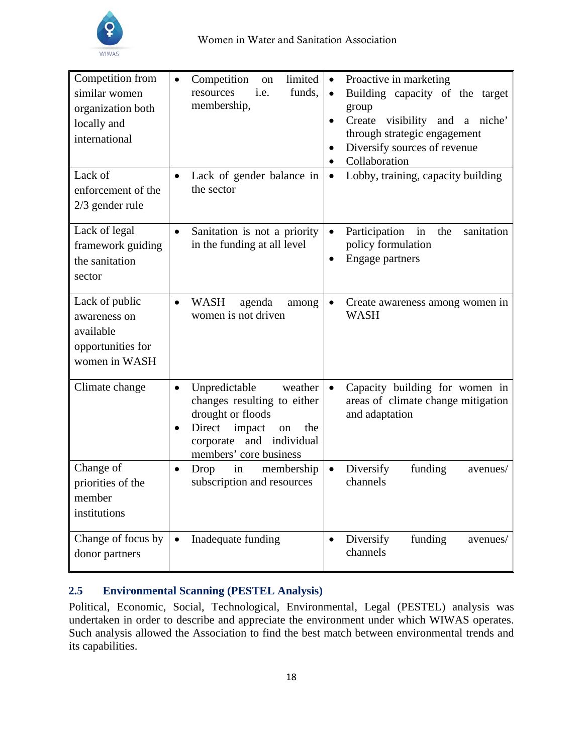| Competition from similar women organization both locally and international | • Competition on limited resources i.e. funds, membership, | • Proactive in marketing<br>• Building capacity of the target group<br>• Create visibility and a niche' through strategic engagement<br>• Diversify sources of revenue<br>• Collaboration |
|---|---|---|
| Lack of enforcement of the 2/3 gender rule | • Lack of gender balance in the sector | • Lobby, training, capacity building |
| Lack of legal framework guiding the sanitation sector | • Sanitation is not a priority in the funding at all level | • Participation in the sanitation policy formulation<br>• Engage partners |
| Lack of public awareness on available opportunities for women in WASH | • WASH agenda among women is not driven | • Create awareness among women in WASH |
| Climate change | • Unpredictable weather changes resulting to either drought or floods<br>• Direct impact on the corporate and individual members' core business | • Capacity building for women in areas of climate change mitigation and adaptation |
| Change of priorities of the member institutions | • Drop in membership subscription and resources | • Diversify funding avenues/ channels |
| Change of focus by donor partners | • Inadequate funding | • Diversify funding avenues/ channels |

## 2.5 Environmental Scanning (PESTEL Analysis)

Political, Economic, Social, Technological, Environmental, Legal (PESTEL) analysis was undertaken in order to describe and appreciate the environment under which WIWAS operates. Such analysis allowed the Association to find the best match between environmental trends and its capabilities.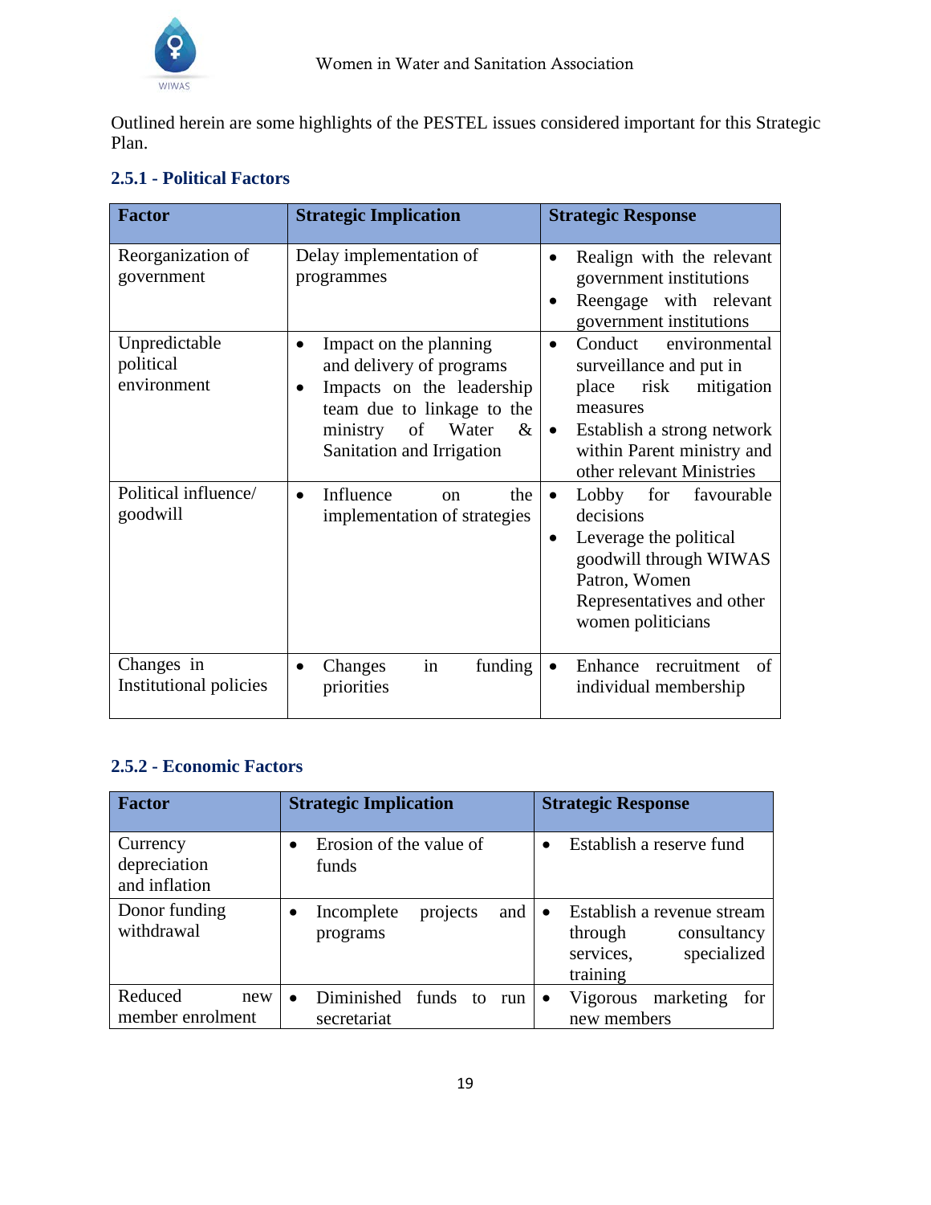Outlined herein are some highlights of the PESTEL issues considered important for this Strategic Plan.

### 2.5.1 - Political Factors

| Factor | Strategic Implication | Strategic Response |
|---|---|---|
| Reorganization of government | Delay implementation of programmes | • Realign with the relevant government institutions<br>• Reengage with relevant government institutions |
| Unpredictable political environment | • Impact on the planning and delivery of programs<br>• Impacts on the leadership team due to linkage to the ministry of Water & Sanitation and Irrigation | • Conduct environmental surveillance and put in place risk mitigation measures<br>• Establish a strong network within Parent ministry and other relevant Ministries |
| Political influence/ goodwill | • Influence on the implementation of strategies | • Lobby for favourable decisions<br>• Leverage the political goodwill through WIWAS Patron, Women Representatives and other women politicians |
| Changes in Institutional policies | • Changes in funding priorities | • Enhance recruitment of individual membership |

### 2.5.2 - Economic Factors

| Factor | Strategic Implication | Strategic Response |
|---|---|---|
| Currency depreciation and inflation | • Erosion of the value of funds | • Establish a reserve fund |
| Donor funding withdrawal | • Incomplete projects and programs | • Establish a revenue stream through consultancy services, specialized training |
| Reduced new member enrolment | • Diminished funds to run secretariat | • Vigorous marketing for new members |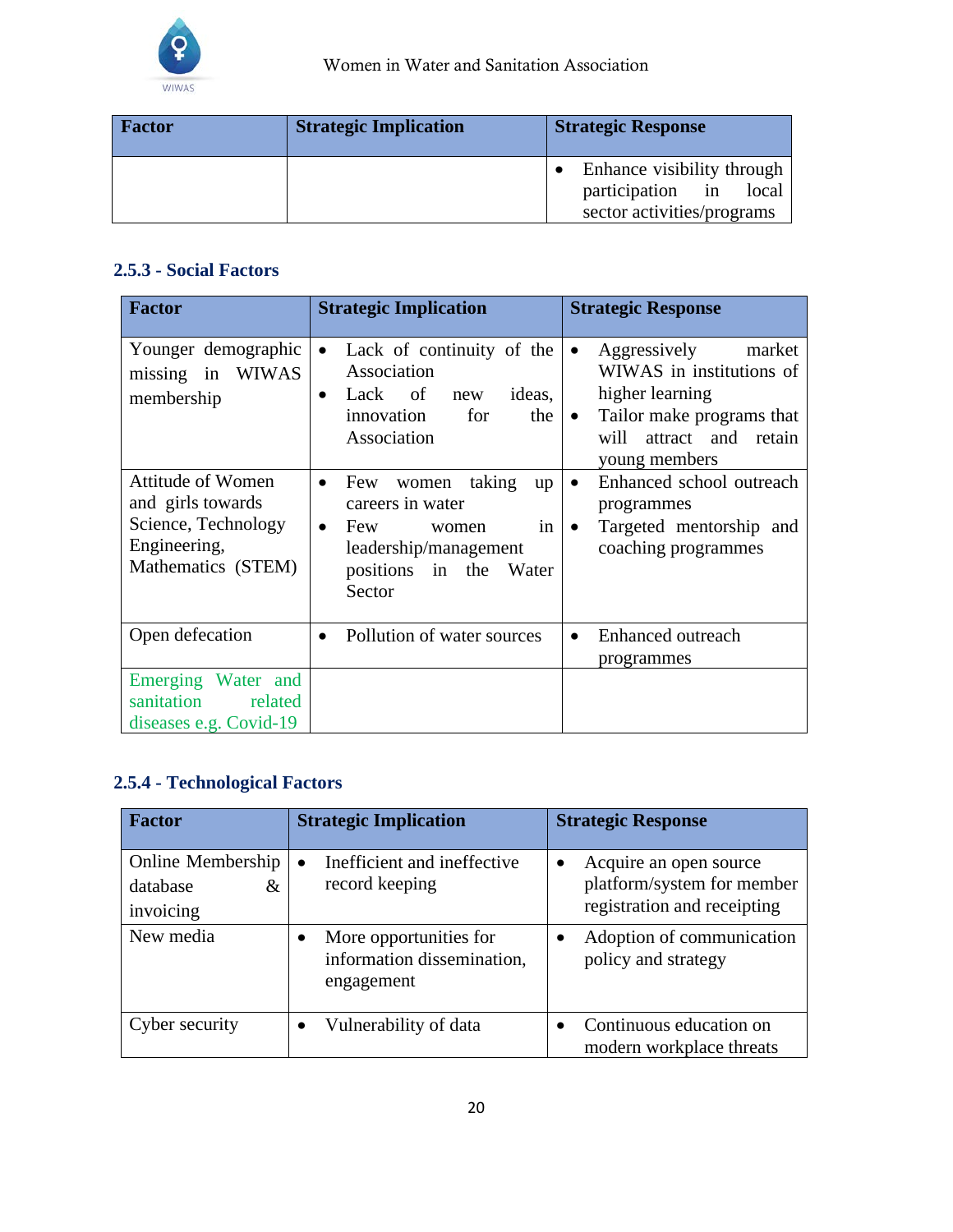| Factor | Strategic Implication | Strategic Response |
|---|---|---|
| | | • Enhance visibility through participation in local sector activities/programs |

### 2.5.3 - Social Factors

| Factor | Strategic Implication | Strategic Response |
|---|---|---|
| Younger demographic missing in WIWAS membership | • Lack of continuity of the Association<br>• Lack of new ideas, innovation for the Association | • Aggressively market WIWAS in institutions of higher learning<br>• Tailor make programs that will attract and retain young members |
| Attitude of Women and girls towards Science, Technology Engineering, Mathematics (STEM) | • Few women taking up careers in water<br>• Few women in leadership/management positions in the Water Sector | • Enhanced school outreach programmes<br>• Targeted mentorship and coaching programmes |
| Open defecation | • Pollution of water sources | • Enhanced outreach programmes |
| Emerging Water and sanitation related diseases e.g. Covid-19 | | |

### 2.5.4 - Technological Factors

| Factor | Strategic Implication | Strategic Response |
|---|---|---|
| Online Membership database & invoicing | • Inefficient and ineffective record keeping | • Acquire an open source platform/system for member registration and receipting |
| New media | • More opportunities for information dissemination, engagement | • Adoption of communication policy and strategy |
| Cyber security | • Vulnerability of data | • Continuous education on modern workplace threats |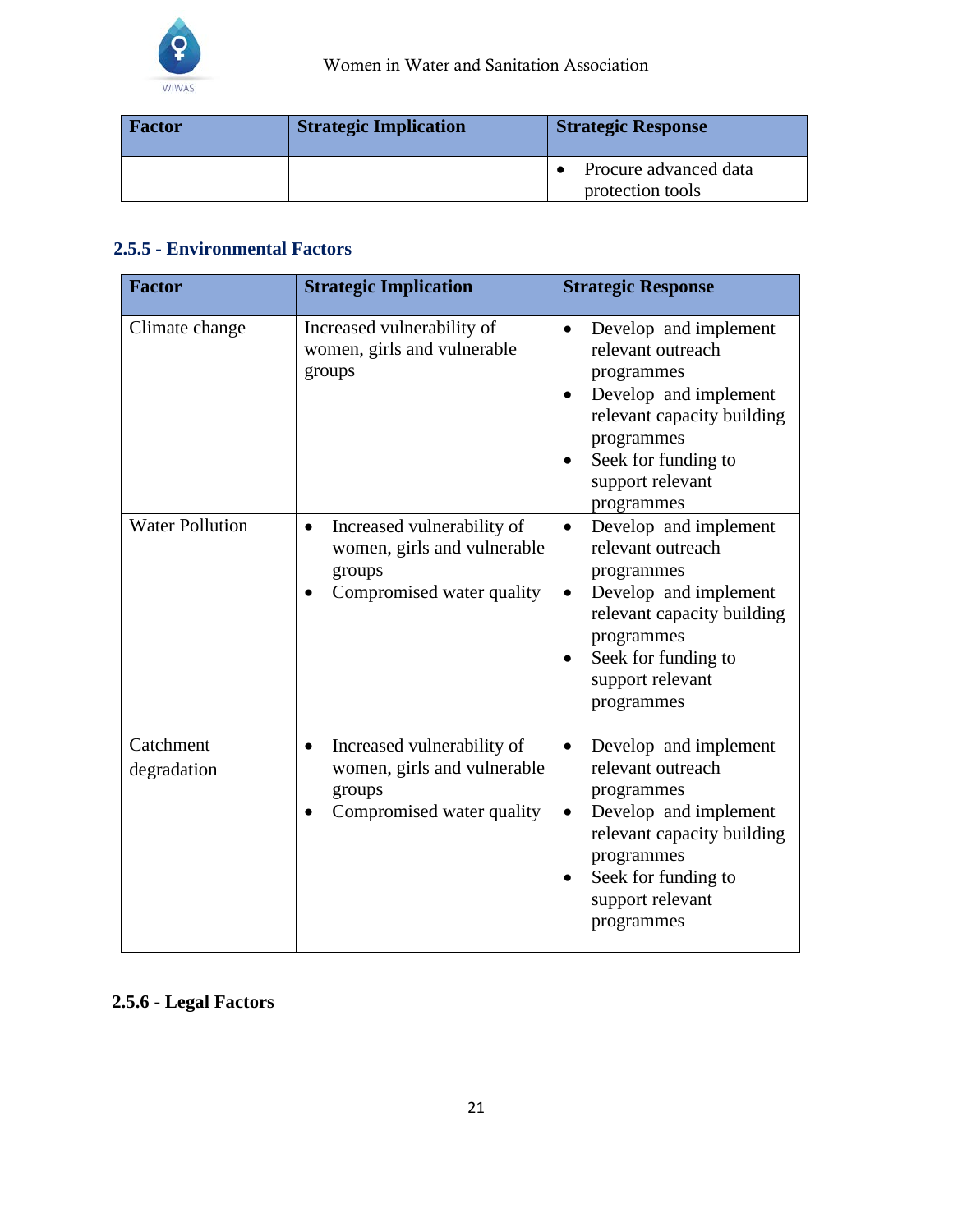| Factor | Strategic Implication | Strategic Response |
| --- | --- | --- |
| | | • Procure advanced data protection tools |

### 2.5.5 - Environmental Factors

| Factor | Strategic Implication | Strategic Response |
| --- | --- | --- |
| Climate change | Increased vulnerability of women, girls and vulnerable groups | • Develop and implement relevant outreach programmes<br>• Develop and implement relevant capacity building programmes<br>• Seek for funding to support relevant programmes |
| Water Pollution | • Increased vulnerability of women, girls and vulnerable groups<br>• Compromised water quality | • Develop and implement relevant outreach programmes<br>• Develop and implement relevant capacity building programmes<br>• Seek for funding to support relevant programmes |
| Catchment degradation | • Increased vulnerability of women, girls and vulnerable groups<br>• Compromised water quality | • Develop and implement relevant outreach programmes<br>• Develop and implement relevant capacity building programmes<br>• Seek for funding to support relevant programmes |

### 2.5.6 - Legal Factors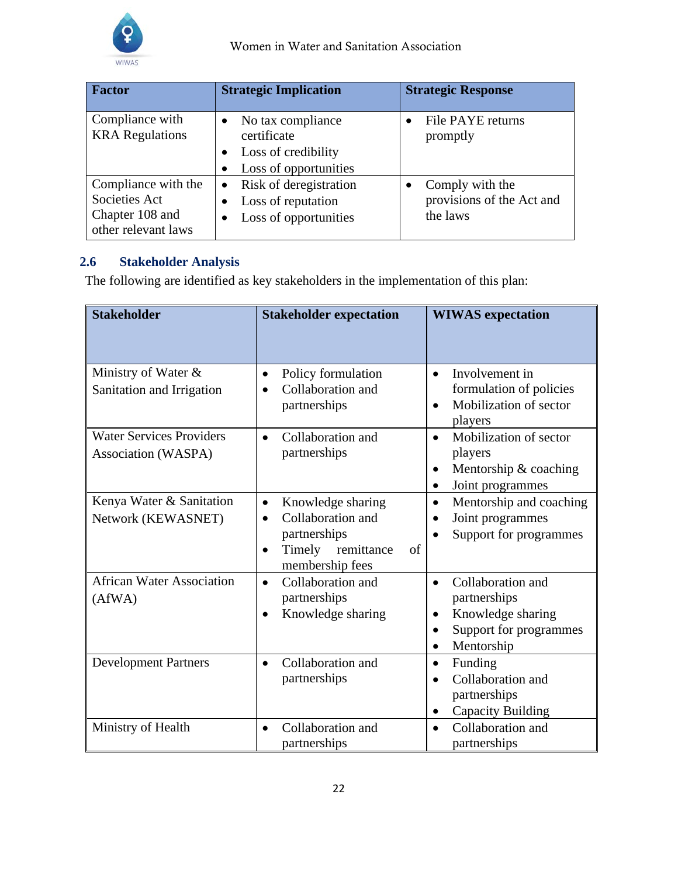| Factor | Strategic Implication | Strategic Response |
|---|---|---|
| Compliance with KRA Regulations | • No tax compliance certificate<br>• Loss of credibility<br>• Loss of opportunities | • File PAYE returns promptly |
| Compliance with the Societies Act Chapter 108 and other relevant laws | • Risk of deregistration<br>• Loss of reputation<br>• Loss of opportunities | • Comply with the provisions of the Act and the laws |

## 2.6 Stakeholder Analysis

The following are identified as key stakeholders in the implementation of this plan:

| Stakeholder | Stakeholder expectation | WIWAS expectation |
|---|---|---|
| Ministry of Water & Sanitation and Irrigation | • Policy formulation<br>• Collaboration and partnerships | • Involvement in formulation of policies<br>• Mobilization of sector players |
| Water Services Providers Association (WASPA) | • Collaboration and partnerships | • Mobilization of sector players<br>• Mentorship & coaching<br>• Joint programmes |
| Kenya Water & Sanitation Network (KEWASNET) | • Knowledge sharing<br>• Collaboration and partnerships<br>• Timely remittance of membership fees | • Mentorship and coaching<br>• Joint programmes<br>• Support for programmes |
| African Water Association (AfWA) | • Collaboration and partnerships<br>• Knowledge sharing | • Collaboration and partnerships<br>• Knowledge sharing<br>• Support for programmes<br>• Mentorship |
| Development Partners | • Collaboration and partnerships | • Funding<br>• Collaboration and partnerships<br>• Capacity Building |
| Ministry of Health | • Collaboration and partnerships | • Collaboration and partnerships |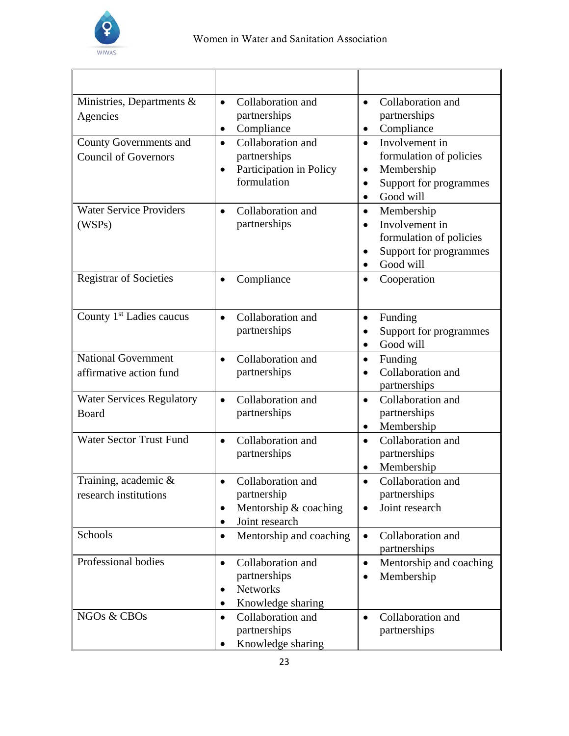| | | |
|---|---|---|
| Ministries, Departments & Agencies | • Collaboration and partnerships<br>• Compliance | • Collaboration and partnerships<br>• Compliance |
| County Governments and Council of Governors | • Collaboration and partnerships<br>• Participation in Policy formulation | • Involvement in formulation of policies<br>• Membership<br>• Support for programmes<br>• Good will |
| Water Service Providers (WSPs) | • Collaboration and partnerships | • Membership<br>• Involvement in formulation of policies<br>• Support for programmes<br>• Good will |
| Registrar of Societies | • Compliance | • Cooperation |
| County 1st Ladies caucus | • Collaboration and partnerships | • Funding<br>• Support for programmes<br>• Good will |
| National Government affirmative action fund | • Collaboration and partnerships | • Funding<br>• Collaboration and partnerships |
| Water Services Regulatory Board | • Collaboration and partnerships | • Collaboration and partnerships<br>• Membership |
| Water Sector Trust Fund | • Collaboration and partnerships | • Collaboration and partnerships<br>• Membership |
| Training, academic & research institutions | • Collaboration and partnership<br>• Mentorship & coaching<br>• Joint research | • Collaboration and partnerships<br>• Joint research |
| Schools | • Mentorship and coaching | • Collaboration and partnerships |
| Professional bodies | • Collaboration and partnerships<br>• Networks<br>• Knowledge sharing | • Mentorship and coaching<br>• Membership |
| NGOs & CBOs | • Collaboration and partnerships<br>• Knowledge sharing | • Collaboration and partnerships |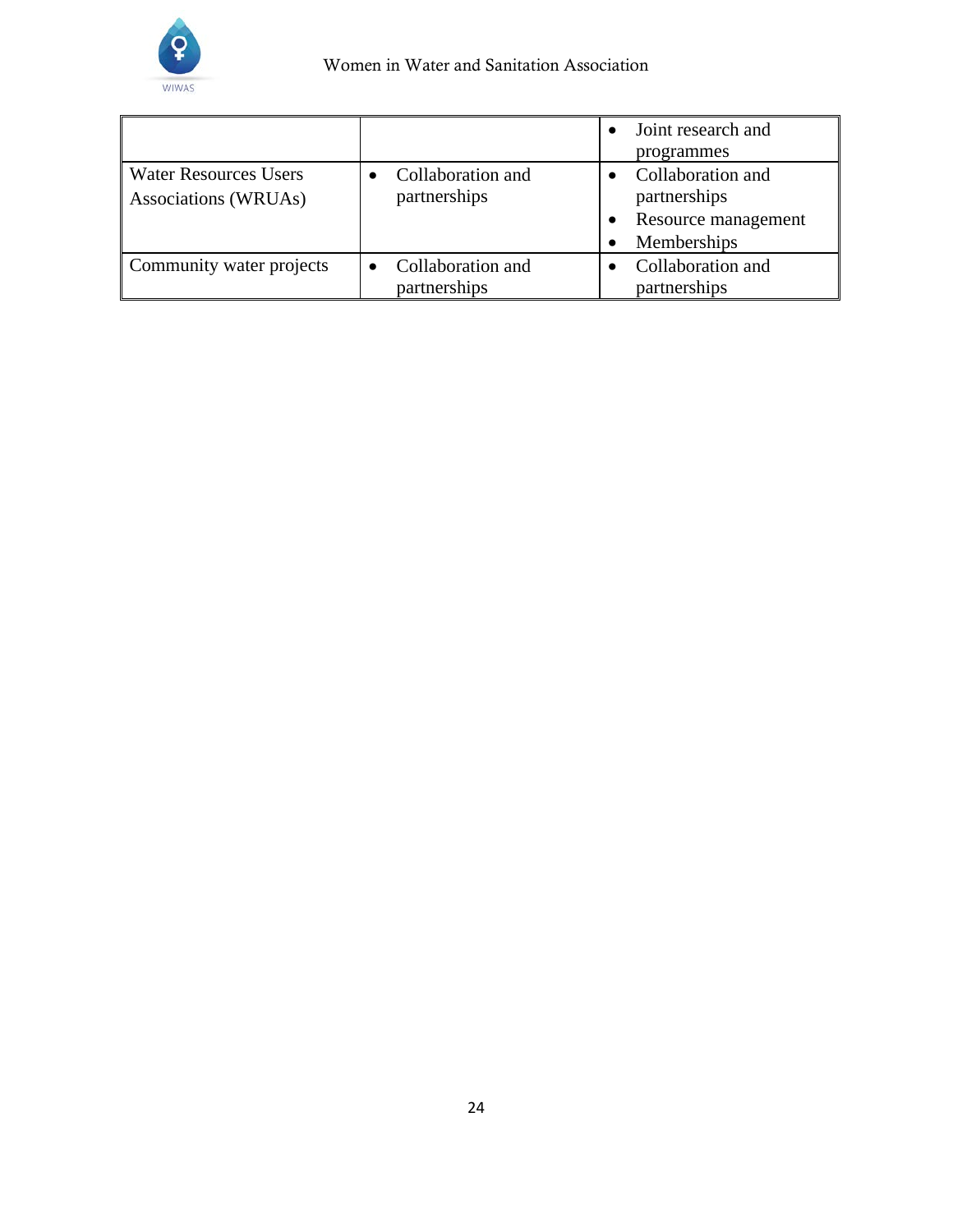| | | |
|---|---|---|
| | | • Joint research and programmes |
| Water Resources Users Associations (WRUAs) | • Collaboration and partnerships | • Collaboration and partnerships<br>• Resource management<br>• Memberships |
| Community water projects | • Collaboration and partnerships | • Collaboration and partnerships |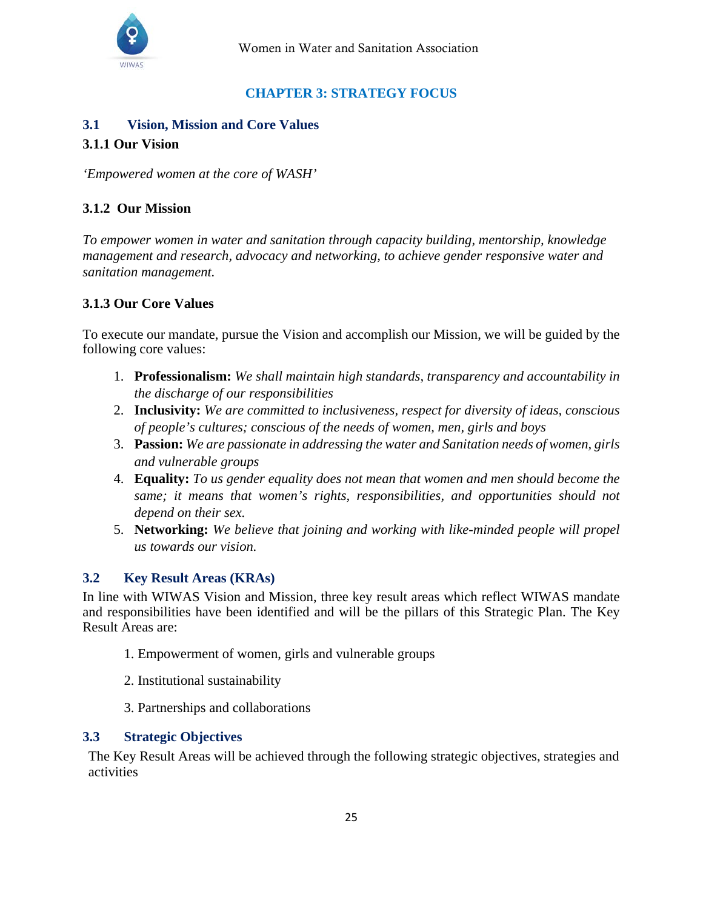# CHAPTER 3: STRATEGY FOCUS

## 3.1 Vision, Mission and Core Values

### 3.1.1 Our Vision

*'Empowered women at the core of WASH'*

### 3.1.2 Our Mission

*To empower women in water and sanitation through capacity building, mentorship, knowledge management and research, advocacy and networking, to achieve gender responsive water and sanitation management.*

### 3.1.3 Our Core Values

To execute our mandate, pursue the Vision and accomplish our Mission, we will be guided by the following core values:

1. **Professionalism:** *We shall maintain high standards, transparency and accountability in the discharge of our responsibilities*
2. **Inclusivity:** *We are committed to inclusiveness, respect for diversity of ideas, conscious of people's cultures; conscious of the needs of women, men, girls and boys*
3. **Passion:** *We are passionate in addressing the water and Sanitation needs of women, girls and vulnerable groups*
4. **Equality:** *To us gender equality does not mean that women and men should become the same; it means that women's rights, responsibilities, and opportunities should not depend on their sex.*
5. **Networking:** *We believe that joining and working with like-minded people will propel us towards our vision.*

## 3.2 Key Result Areas (KRAs)

In line with WIWAS Vision and Mission, three key result areas which reflect WIWAS mandate and responsibilities have been identified and will be the pillars of this Strategic Plan. The Key Result Areas are:

1. Empowerment of women, girls and vulnerable groups
2. Institutional sustainability
3. Partnerships and collaborations

## 3.3 Strategic Objectives

The Key Result Areas will be achieved through the following strategic objectives, strategies and activities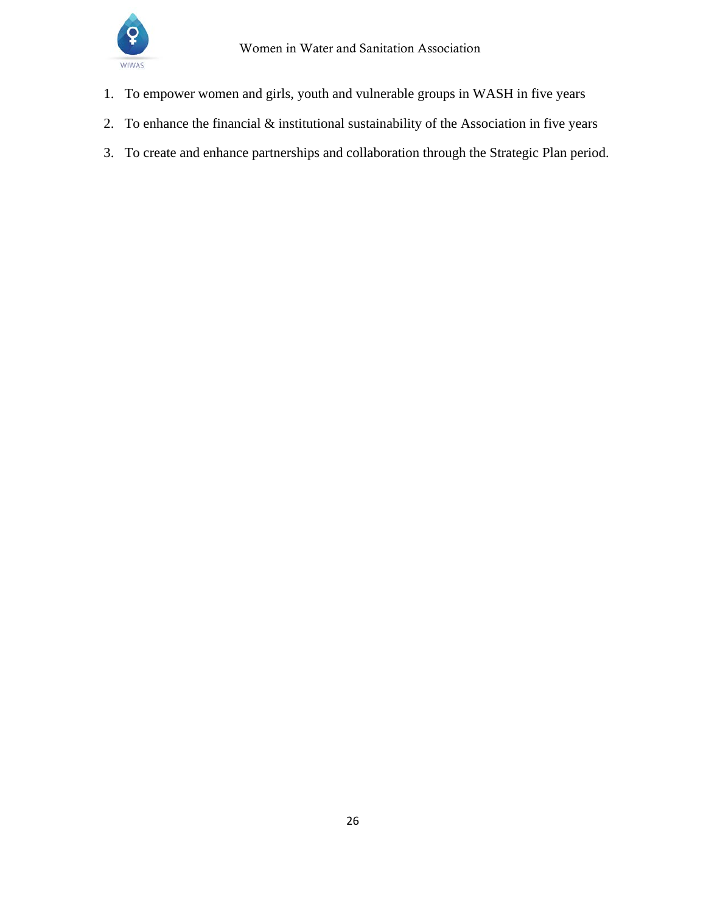1. To empower women and girls, youth and vulnerable groups in WASH in five years
2. To enhance the financial & institutional sustainability of the Association in five years
3. To create and enhance partnerships and collaboration through the Strategic Plan period.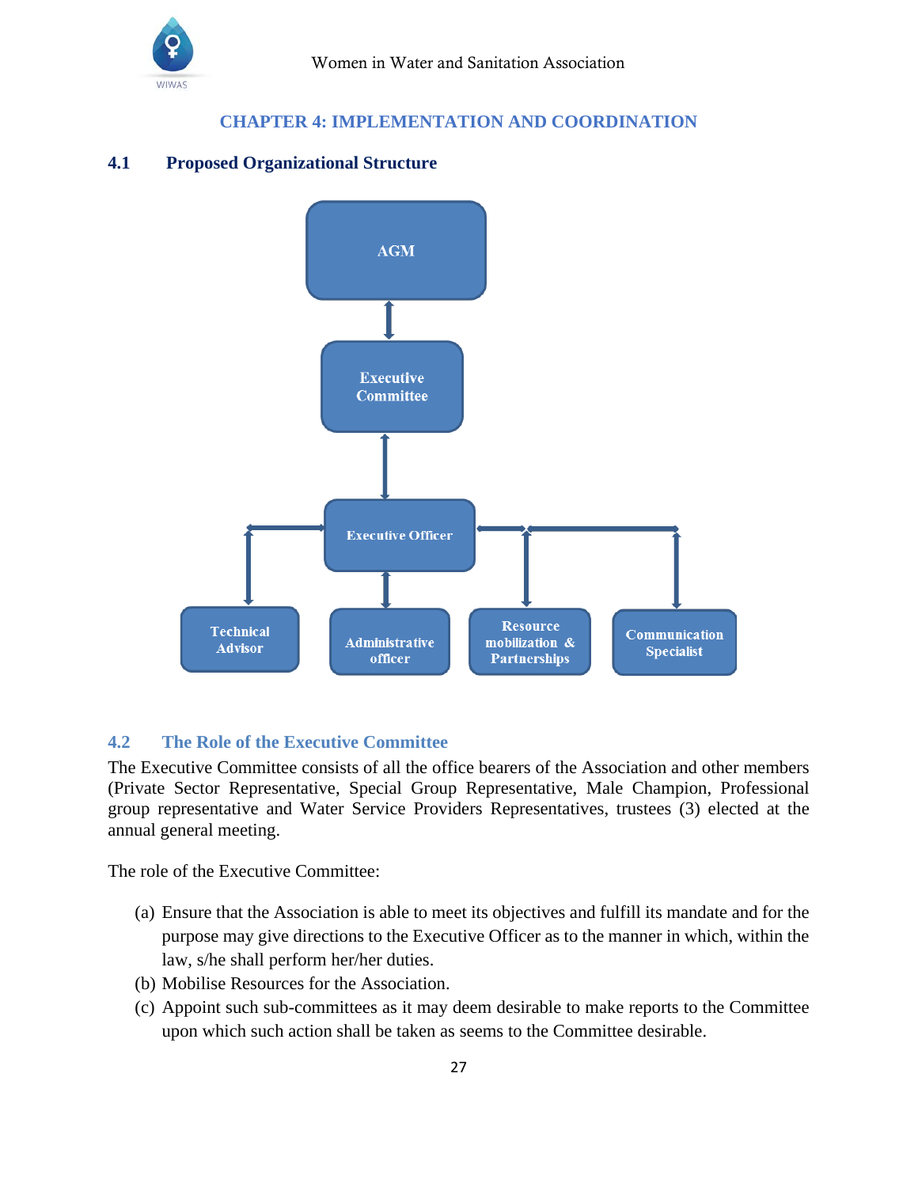## CHAPTER 4: IMPLEMENTATION AND COORDINATION

### 4.1 Proposed Organizational Structure

AGM

Executive Committee

Executive Officer

Technical Advisor

Administrative officer

Resource mobilization & Partnerships

Communication Specialist

### 4.2 The Role of the Executive Committee

The Executive Committee consists of all the office bearers of the Association and other members (Private Sector Representative, Special Group Representative, Male Champion, Professional group representative and Water Service Providers Representatives, trustees (3) elected at the annual general meeting.

The role of the Executive Committee:

(a) Ensure that the Association is able to meet its objectives and fulfill its mandate and for the purpose may give directions to the Executive Officer as to the manner in which, within the law, s/he shall perform her/her duties.
(b) Mobilise Resources for the Association.
(c) Appoint such sub-committees as it may deem desirable to make reports to the Committee upon which such action shall be taken as seems to the Committee desirable.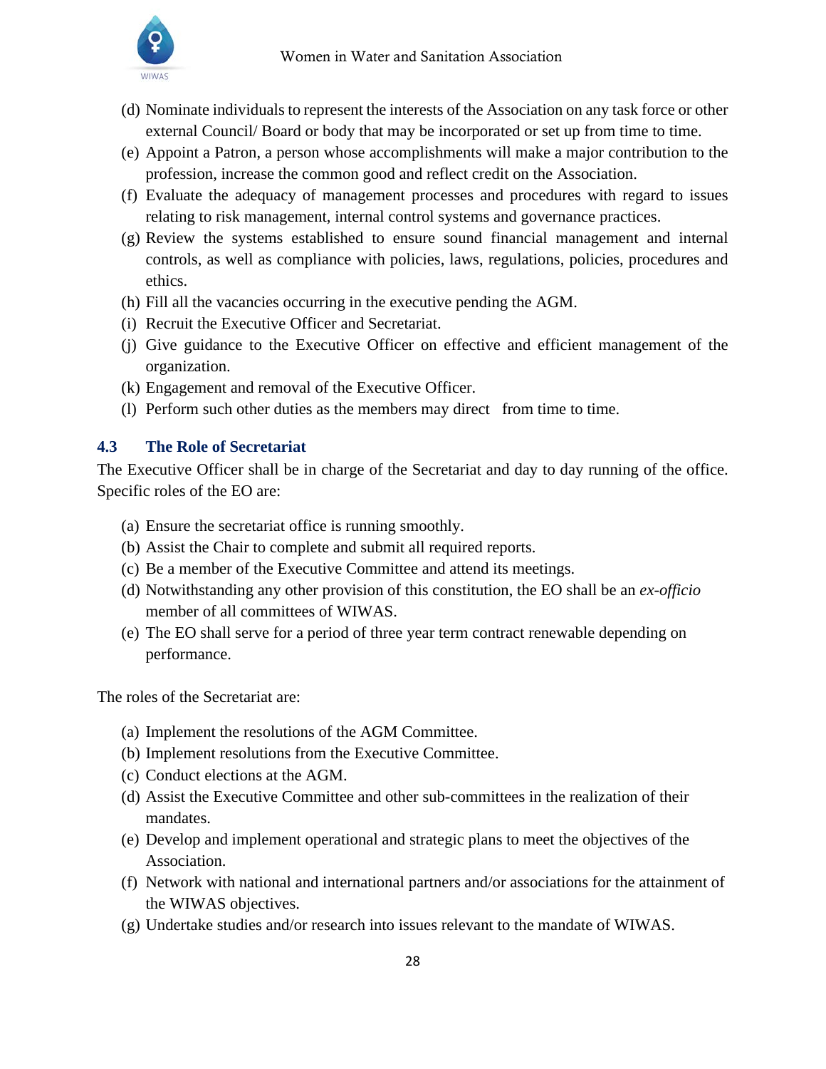(d) Nominate individuals to represent the interests of the Association on any task force or other external Council/ Board or body that may be incorporated or set up from time to time.
(e) Appoint a Patron, a person whose accomplishments will make a major contribution to the profession, increase the common good and reflect credit on the Association.
(f) Evaluate the adequacy of management processes and procedures with regard to issues relating to risk management, internal control systems and governance practices.
(g) Review the systems established to ensure sound financial management and internal controls, as well as compliance with policies, laws, regulations, policies, procedures and ethics.
(h) Fill all the vacancies occurring in the executive pending the AGM.
(i) Recruit the Executive Officer and Secretariat.
(j) Give guidance to the Executive Officer on effective and efficient management of the organization.
(k) Engagement and removal of the Executive Officer.
(l) Perform such other duties as the members may direct from time to time.

### 4.3 The Role of Secretariat

The Executive Officer shall be in charge of the Secretariat and day to day running of the office. Specific roles of the EO are:

(a) Ensure the secretariat office is running smoothly.
(b) Assist the Chair to complete and submit all required reports.
(c) Be a member of the Executive Committee and attend its meetings.
(d) Notwithstanding any other provision of this constitution, the EO shall be an *ex-officio* member of all committees of WIWAS.
(e) The EO shall serve for a period of three year term contract renewable depending on performance.

The roles of the Secretariat are:

(a) Implement the resolutions of the AGM Committee.
(b) Implement resolutions from the Executive Committee.
(c) Conduct elections at the AGM.
(d) Assist the Executive Committee and other sub-committees in the realization of their mandates.
(e) Develop and implement operational and strategic plans to meet the objectives of the Association.
(f) Network with national and international partners and/or associations for the attainment of the WIWAS objectives.
(g) Undertake studies and/or research into issues relevant to the mandate of WIWAS.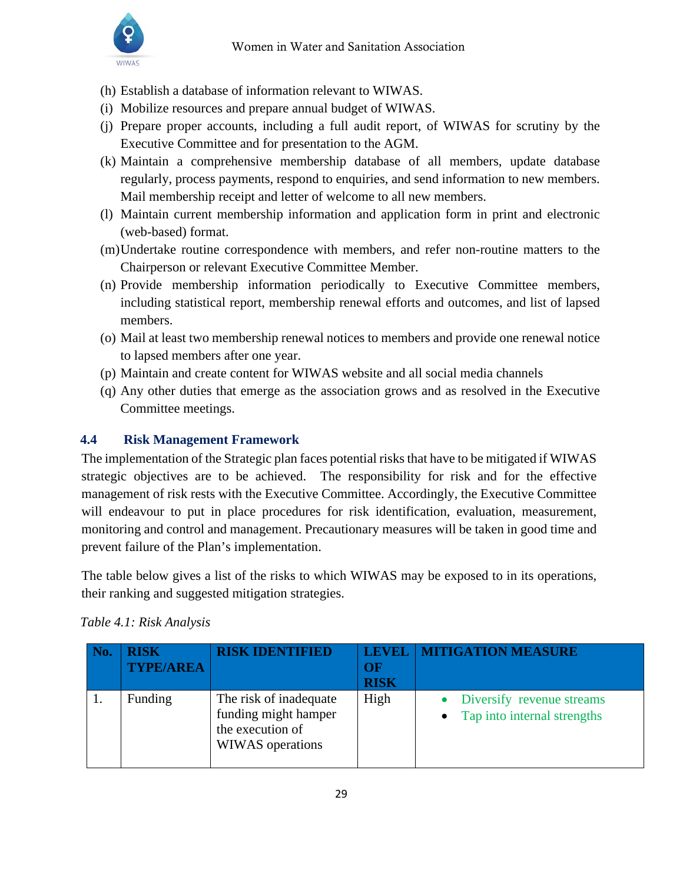(h) Establish a database of information relevant to WIWAS.
(i) Mobilize resources and prepare annual budget of WIWAS.
(j) Prepare proper accounts, including a full audit report, of WIWAS for scrutiny by the Executive Committee and for presentation to the AGM.
(k) Maintain a comprehensive membership database of all members, update database regularly, process payments, respond to enquiries, and send information to new members. Mail membership receipt and letter of welcome to all new members.
(l) Maintain current membership information and application form in print and electronic (web-based) format.
(m) Undertake routine correspondence with members, and refer non-routine matters to the Chairperson or relevant Executive Committee Member.
(n) Provide membership information periodically to Executive Committee members, including statistical report, membership renewal efforts and outcomes, and list of lapsed members.
(o) Mail at least two membership renewal notices to members and provide one renewal notice to lapsed members after one year.
(p) Maintain and create content for WIWAS website and all social media channels
(q) Any other duties that emerge as the association grows and as resolved in the Executive Committee meetings.

## 4.4 Risk Management Framework

The implementation of the Strategic plan faces potential risks that have to be mitigated if WIWAS strategic objectives are to be achieved. The responsibility for risk and for the effective management of risk rests with the Executive Committee. Accordingly, the Executive Committee will endeavour to put in place procedures for risk identification, evaluation, measurement, monitoring and control and management. Precautionary measures will be taken in good time and prevent failure of the Plan's implementation.

The table below gives a list of the risks to which WIWAS may be exposed to in its operations, their ranking and suggested mitigation strategies.

*Table 4.1: Risk Analysis*

| No. | RISK TYPE/AREA | RISK IDENTIFIED | LEVEL OF RISK | MITIGATION MEASURE |
|---|---|---|---|---|
| 1. | Funding | The risk of inadequate funding might hamper the execution of WIWAS operations | High | • Diversify revenue streams<br>• Tap into internal strengths |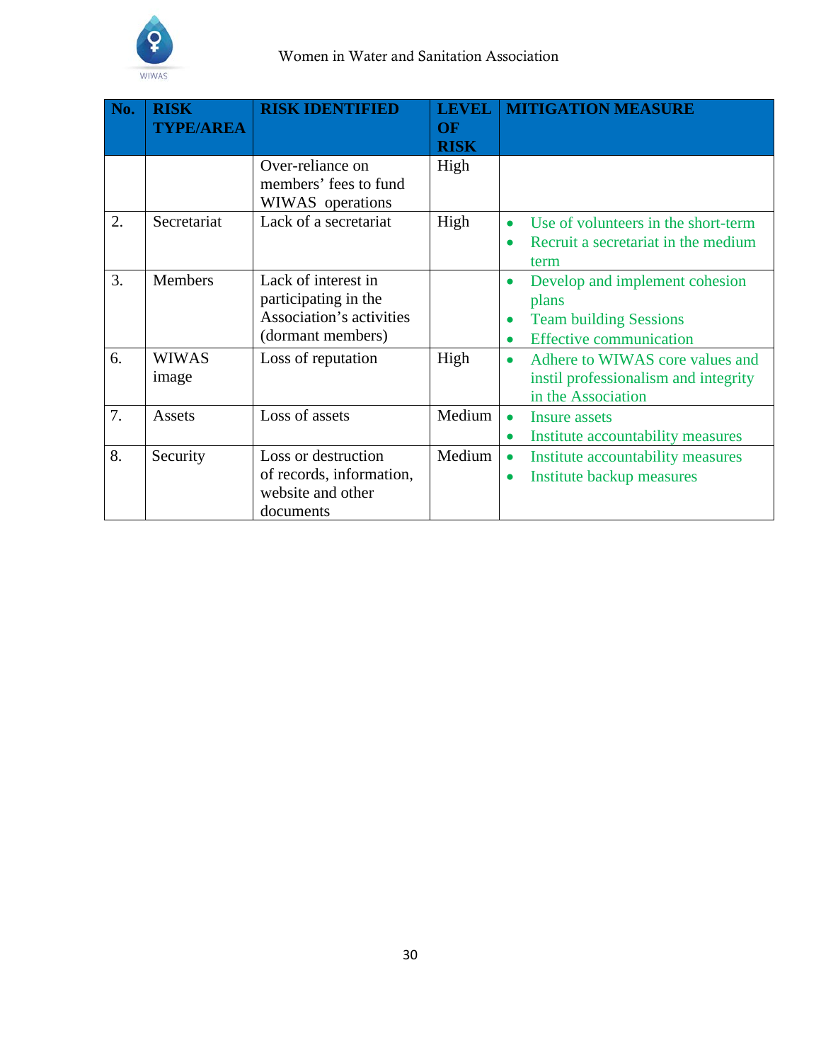| No. | RISK TYPE/AREA | RISK IDENTIFIED | LEVEL OF RISK | MITIGATION MEASURE |
|---|---|---|---|---|
| | | Over-reliance on members' fees to fund WIWAS operations | High | |
| 2. | Secretariat | Lack of a secretariat | High | • Use of volunteers in the short-term<br>• Recruit a secretariat in the medium term |
| 3. | Members | Lack of interest in participating in the Association's activities (dormant members) | | • Develop and implement cohesion plans<br>• Team building Sessions<br>• Effective communication |
| 6. | WIWAS image | Loss of reputation | High | • Adhere to WIWAS core values and instil professionalism and integrity in the Association |
| 7. | Assets | Loss of assets | Medium | • Insure assets<br>• Institute accountability measures |
| 8. | Security | Loss or destruction of records, information, website and other documents | Medium | • Institute accountability measures<br>• Institute backup measures |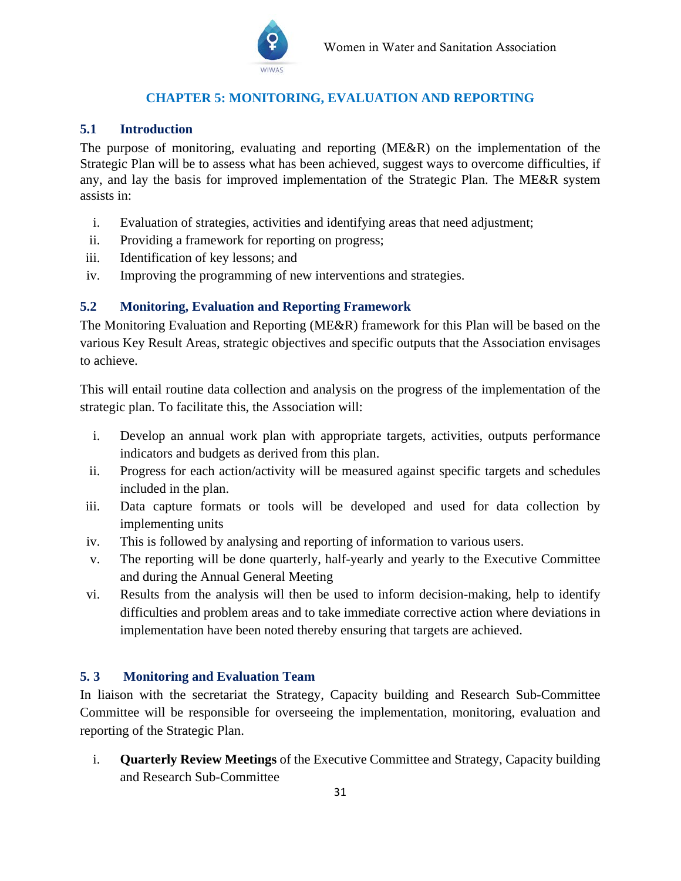# CHAPTER 5: MONITORING, EVALUATION AND REPORTING

## 5.1 Introduction

The purpose of monitoring, evaluating and reporting (ME&R) on the implementation of the Strategic Plan will be to assess what has been achieved, suggest ways to overcome difficulties, if any, and lay the basis for improved implementation of the Strategic Plan. The ME&R system assists in:

i. Evaluation of strategies, activities and identifying areas that need adjustment;
ii. Providing a framework for reporting on progress;
iii. Identification of key lessons; and
iv. Improving the programming of new interventions and strategies.

## 5.2 Monitoring, Evaluation and Reporting Framework

The Monitoring Evaluation and Reporting (ME&R) framework for this Plan will be based on the various Key Result Areas, strategic objectives and specific outputs that the Association envisages to achieve.

This will entail routine data collection and analysis on the progress of the implementation of the strategic plan. To facilitate this, the Association will:

i. Develop an annual work plan with appropriate targets, activities, outputs performance indicators and budgets as derived from this plan.
ii. Progress for each action/activity will be measured against specific targets and schedules included in the plan.
iii. Data capture formats or tools will be developed and used for data collection by implementing units
iv. This is followed by analysing and reporting of information to various users.
v. The reporting will be done quarterly, half-yearly and yearly to the Executive Committee and during the Annual General Meeting
vi. Results from the analysis will then be used to inform decision-making, help to identify difficulties and problem areas and to take immediate corrective action where deviations in implementation have been noted thereby ensuring that targets are achieved.

## 5. 3 Monitoring and Evaluation Team

In liaison with the secretariat the Strategy, Capacity building and Research Sub-Committee Committee will be responsible for overseeing the implementation, monitoring, evaluation and reporting of the Strategic Plan.

i. **Quarterly Review Meetings** of the Executive Committee and Strategy, Capacity building and Research Sub-Committee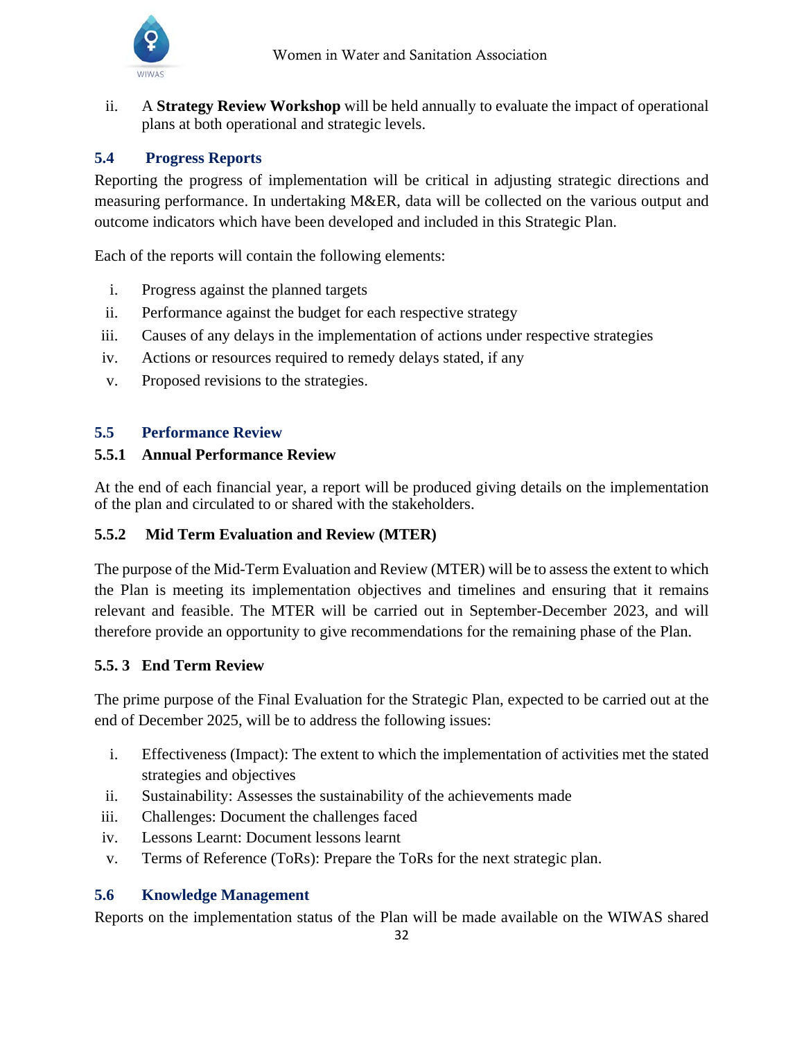ii. A **Strategy Review Workshop** will be held annually to evaluate the impact of operational plans at both operational and strategic levels.

## 5.4 Progress Reports

Reporting the progress of implementation will be critical in adjusting strategic directions and measuring performance. In undertaking M&ER, data will be collected on the various output and outcome indicators which have been developed and included in this Strategic Plan.

Each of the reports will contain the following elements:

i. Progress against the planned targets
ii. Performance against the budget for each respective strategy
iii. Causes of any delays in the implementation of actions under respective strategies
iv. Actions or resources required to remedy delays stated, if any
v. Proposed revisions to the strategies.

## 5.5 Performance Review

### 5.5.1 Annual Performance Review

At the end of each financial year, a report will be produced giving details on the implementation of the plan and circulated to or shared with the stakeholders.

### 5.5.2 Mid Term Evaluation and Review (MTER)

The purpose of the Mid-Term Evaluation and Review (MTER) will be to assess the extent to which the Plan is meeting its implementation objectives and timelines and ensuring that it remains relevant and feasible. The MTER will be carried out in September-December 2023, and will therefore provide an opportunity to give recommendations for the remaining phase of the Plan.

### 5.5. 3 End Term Review

The prime purpose of the Final Evaluation for the Strategic Plan, expected to be carried out at the end of December 2025, will be to address the following issues:

i. Effectiveness (Impact): The extent to which the implementation of activities met the stated strategies and objectives
ii. Sustainability: Assesses the sustainability of the achievements made
iii. Challenges: Document the challenges faced
iv. Lessons Learnt: Document lessons learnt
v. Terms of Reference (ToRs): Prepare the ToRs for the next strategic plan.

## 5.6 Knowledge Management

Reports on the implementation status of the Plan will be made available on the WIWAS shared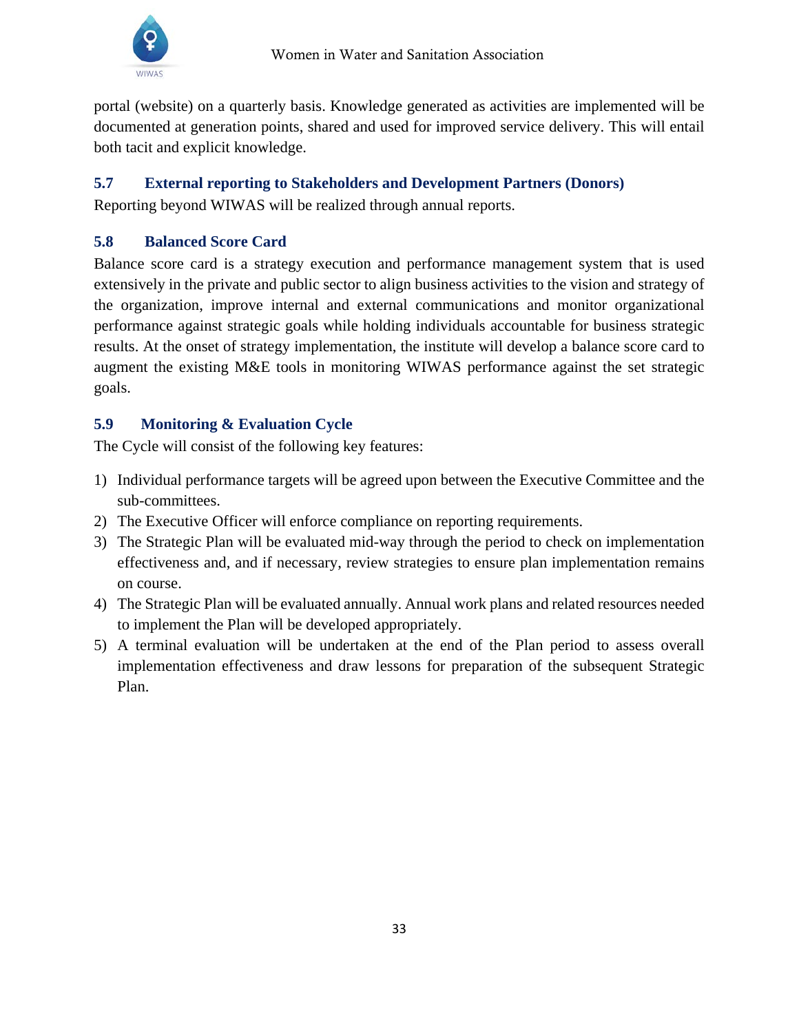portal (website) on a quarterly basis. Knowledge generated as activities are implemented will be documented at generation points, shared and used for improved service delivery. This will entail both tacit and explicit knowledge.

### 5.7 External reporting to Stakeholders and Development Partners (Donors)

Reporting beyond WIWAS will be realized through annual reports.

### 5.8 Balanced Score Card

Balance score card is a strategy execution and performance management system that is used extensively in the private and public sector to align business activities to the vision and strategy of the organization, improve internal and external communications and monitor organizational performance against strategic goals while holding individuals accountable for business strategic results. At the onset of strategy implementation, the institute will develop a balance score card to augment the existing M&E tools in monitoring WIWAS performance against the set strategic goals.

### 5.9 Monitoring & Evaluation Cycle

The Cycle will consist of the following key features:

1) Individual performance targets will be agreed upon between the Executive Committee and the sub-committees.
2) The Executive Officer will enforce compliance on reporting requirements.
3) The Strategic Plan will be evaluated mid-way through the period to check on implementation effectiveness and, and if necessary, review strategies to ensure plan implementation remains on course.
4) The Strategic Plan will be evaluated annually. Annual work plans and related resources needed to implement the Plan will be developed appropriately.
5) A terminal evaluation will be undertaken at the end of the Plan period to assess overall implementation effectiveness and draw lessons for preparation of the subsequent Strategic Plan.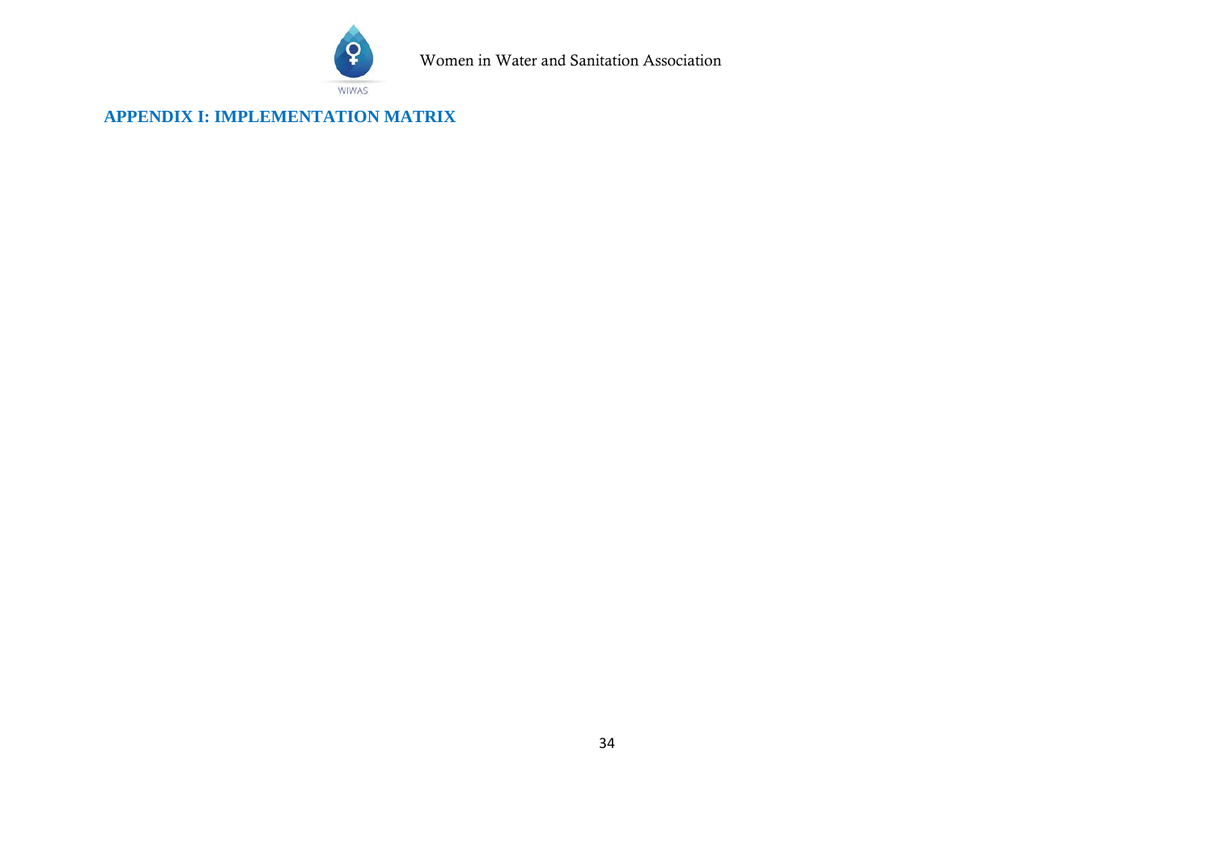## APPENDIX I: IMPLEMENTATION MATRIX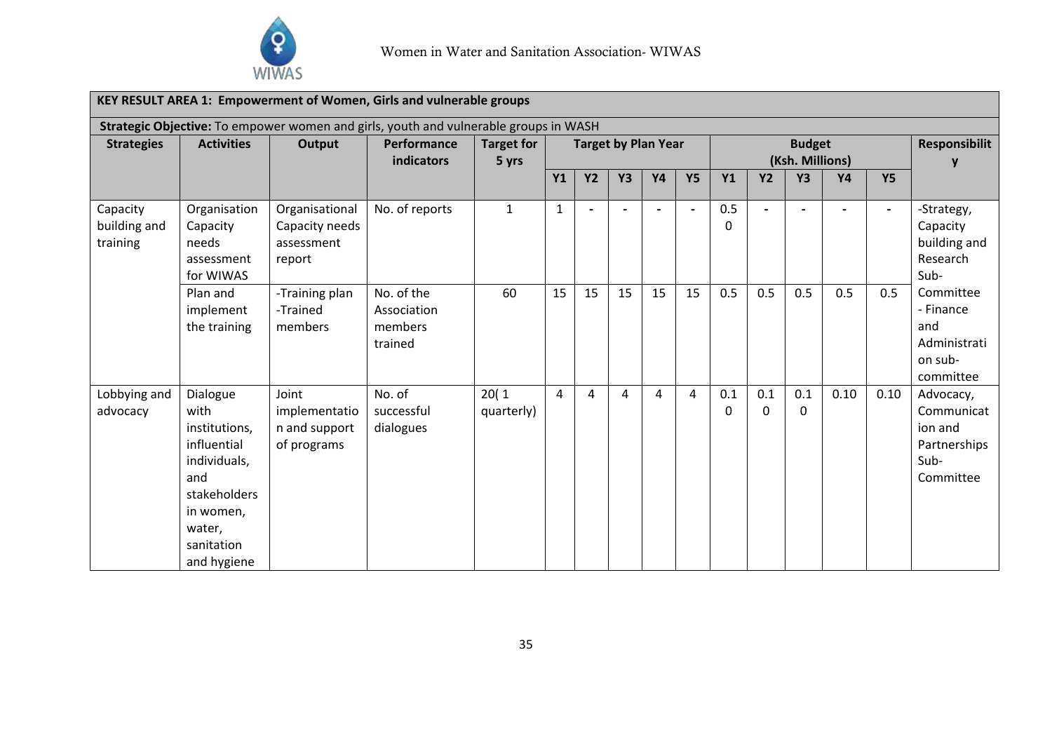| KEY RESULT AREA 1: Empowerment of Women, Girls and vulnerable groups | | | | | | | | | | | | | | | |
|---|---|---|---|---|---|---|---|---|---|---|---|---|---|---|---|
| **Strategic Objective:** To empower women and girls, youth and vulnerable groups in WASH | | | | | | | | | | | | | | | |
| **Strategies** | **Activities** | **Output** | **Performance indicators** | **Target for 5 yrs** | **Target by Plan Year** | | | | | **Budget (Ksh. Millions)** | | | | | **Responsibility** |
| | | | | | **Y1** | **Y2** | **Y3** | **Y4** | **Y5** | **Y1** | **Y2** | **Y3** | **Y4** | **Y5** | |
| Capacity building and training | Organisation Capacity needs assessment for WIWAS | Organisational Capacity needs assessment report | No. of reports | 1 | 1 | - | - | - | - | 0.50 | - | - | - | - | -Strategy, Capacity building and Research Sub-Committee - Finance and Administration sub-committee |
| | Plan and implement the training | -Training plan -Trained members | No. of the Association members trained | 60 | 15 | 15 | 15 | 15 | 15 | 0.5 | 0.5 | 0.5 | 0.5 | 0.5 | |
| Lobbying and advocacy | Dialogue with institutions, influential individuals, and stakeholders in women, water, sanitation and hygiene | Joint implementation and support of programs | No. of successful dialogues | 20( 1 quarterly) | 4 | 4 | 4 | 4 | 4 | 0.10 | 0.10 | 0.10 | 0.10 | 0.10 | Advocacy, Communication and Partnerships Sub-Committee |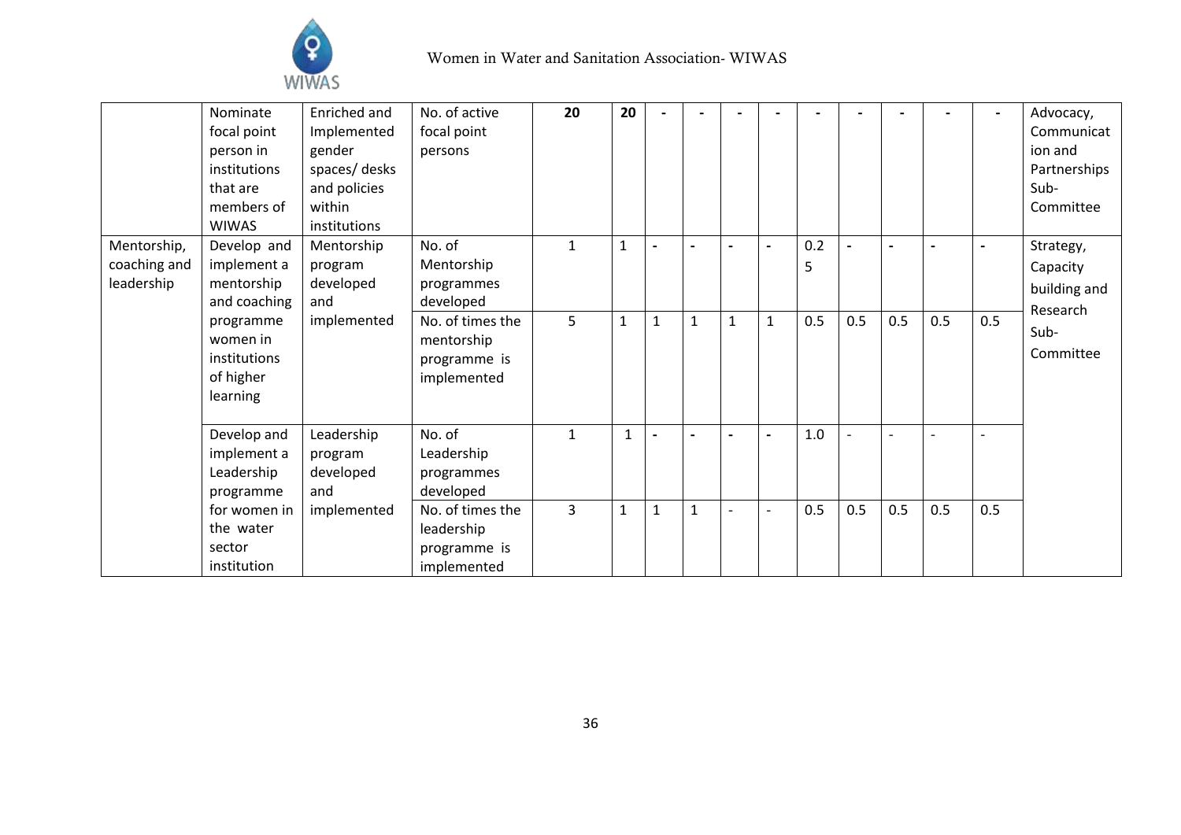| | | | | | | | | | | | | | | | |
|---|---|---|---|---|---|---|---|---|---|---|---|---|---|---|---|
| | Nominate focal point person in institutions that are members of WIWAS | Enriched and Implemented gender spaces/ desks and policies within institutions | No. of active focal point persons | **20** | **20** | - | - | - | - | - | - | - | - | - | Advocacy, Communication and Partnerships Sub-Committee |
| Mentorship, coaching and leadership | Develop and implement a mentorship and coaching programme women in institutions of higher learning | Mentorship program developed and implemented | No. of Mentorship programmes developed | 1 | 1 | - | - | - | - | 0.25 | - | - | - | - | Strategy, Capacity building and Research Sub-Committee |
| | | | No. of times the mentorship programme is implemented | 5 | 1 | 1 | 1 | 1 | 1 | 0.5 | 0.5 | 0.5 | 0.5 | 0.5 | |
| | Develop and implement a Leadership programme for women in the water sector institution | Leadership program developed and implemented | No. of Leadership programmes developed | 1 | 1 | - | - | - | - | 1.0 | - | - | - | - | |
| | | | No. of times the leadership programme is implemented | 3 | 1 | 1 | 1 | - | - | 0.5 | 0.5 | 0.5 | 0.5 | 0.5 | |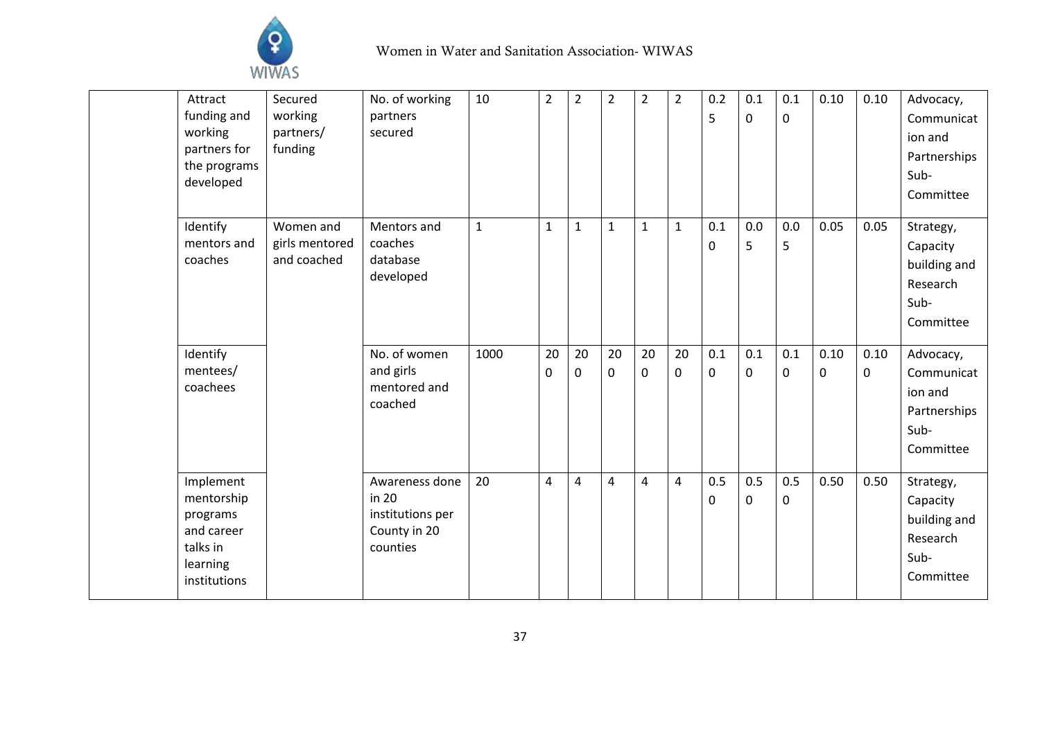| | | | | | | | | | | | | | | | |
|---|---|---|---|---|---|---|---|---|---|---|---|---|---|---|---|
| | Attract funding and working partners for the programs developed | Secured working partners/ funding | No. of working partners secured | 10 | 2 | 2 | 2 | 2 | 2 | 0.25 | 0.10 | 0.10 | 0.10 | 0.10 | Advocacy, Communication and Partnerships Sub-Committee |
| | Identify mentors and coaches | Women and girls mentored and coached | Mentors and coaches database developed | 1 | 1 | 1 | 1 | 1 | 1 | 0.10 | 0.05 | 0.05 | 0.05 | 0.05 | Strategy, Capacity building and Research Sub-Committee |
| | Identify mentees/ coachees | | No. of women and girls mentored and coached | 1000 | 200 | 200 | 200 | 200 | 200 | 0.10 | 0.10 | 0.10 | 0.100 | 0.100 | Advocacy, Communication and Partnerships Sub-Committee |
| | Implement mentorship programs and career talks in learning institutions | | Awareness done in 20 institutions per County in 20 counties | 20 | 4 | 4 | 4 | 4 | 4 | 0.50 | 0.50 | 0.50 | 0.50 | 0.50 | Strategy, Capacity building and Research Sub-Committee |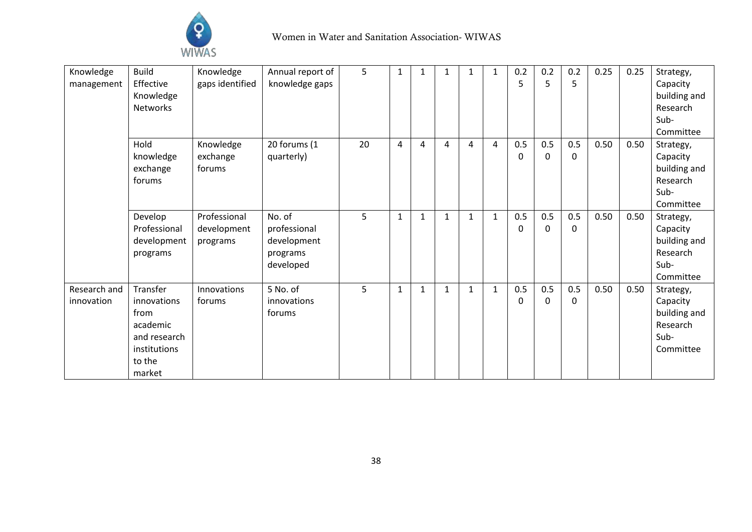| Knowledge management | Build Effective Knowledge Networks | Knowledge gaps identified | Annual report of knowledge gaps | 5 | 1 | 1 | 1 | 1 | 1 | 0.25 | 0.25 | 0.25 | 0.25 | 0.25 | Strategy, Capacity building and Research Sub-Committee |
|---|---|---|---|---|---|---|---|---|---|---|---|---|---|---|---|
| | Hold knowledge exchange forums | Knowledge exchange forums | 20 forums (1 quarterly) | 20 | 4 | 4 | 4 | 4 | 4 | 0.50 | 0.50 | 0.50 | 0.50 | 0.50 | Strategy, Capacity building and Research Sub-Committee |
| | Develop Professional development programs | Professional development programs | No. of professional development programs developed | 5 | 1 | 1 | 1 | 1 | 1 | 0.50 | 0.50 | 0.50 | 0.50 | 0.50 | Strategy, Capacity building and Research Sub-Committee |
| Research and innovation | Transfer innovations from academic and research institutions to the market | Innovations forums | 5 No. of innovations forums | 5 | 1 | 1 | 1 | 1 | 1 | 0.50 | 0.50 | 0.50 | 0.50 | 0.50 | Strategy, Capacity building and Research Sub-Committee |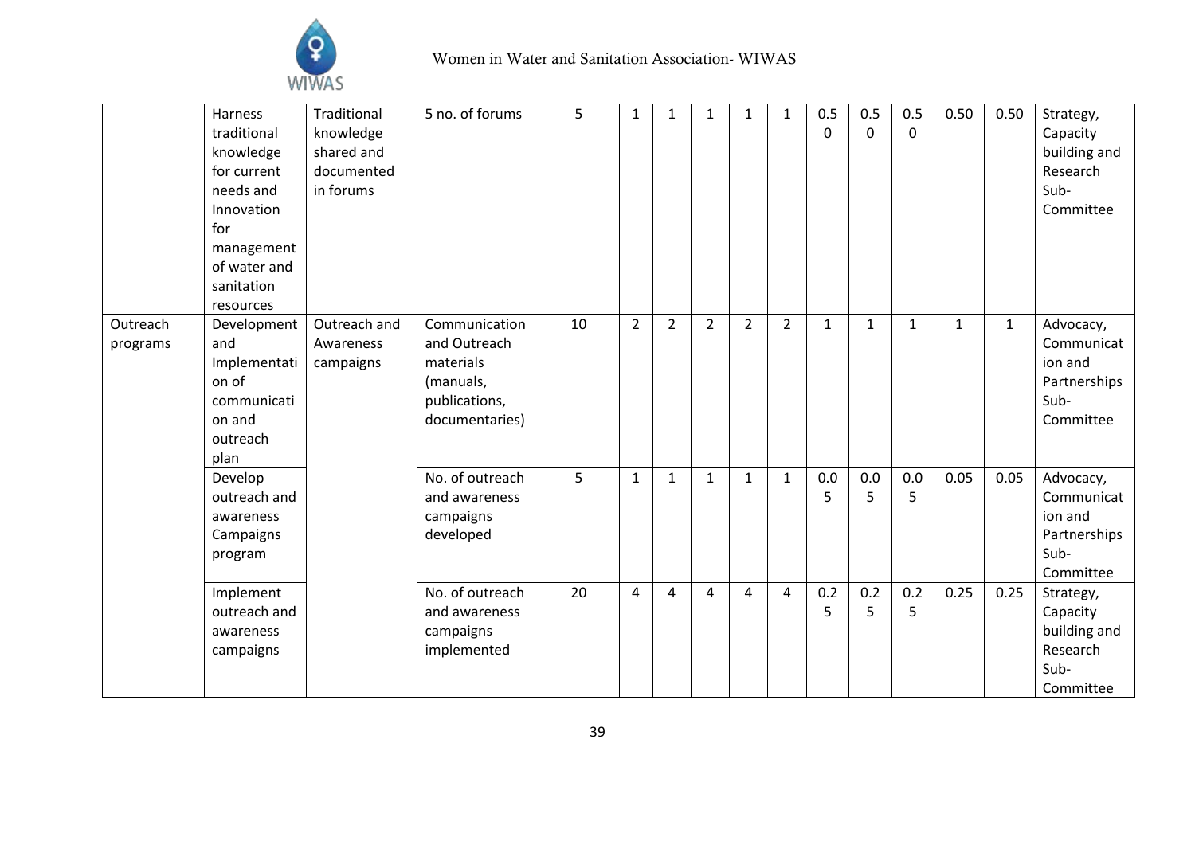| | Harness traditional knowledge for current needs and Innovation for management of water and sanitation resources | Traditional knowledge shared and documented in forums | 5 no. of forums | 5 | 1 | 1 | 1 | 1 | 1 | 0.50 | 0.50 | 0.50 | 0.50 | 0.50 | Strategy, Capacity building and Research Sub-Committee |
|---|---|---|---|---|---|---|---|---|---|---|---|---|---|---|---|
| Outreach programs | Development and Implementation of communication and outreach plan | Outreach and Awareness campaigns | Communication and Outreach materials (manuals, publications, documentaries) | 10 | 2 | 2 | 2 | 2 | 2 | 1 | 1 | 1 | 1 | 1 | Advocacy, Communication and Partnerships Sub-Committee |
| | Develop outreach and awareness Campaigns program | | No. of outreach and awareness campaigns developed | 5 | 1 | 1 | 1 | 1 | 1 | 0.05 | 0.05 | 0.05 | 0.05 | 0.05 | Advocacy, Communication and Partnerships Sub-Committee |
| | Implement outreach and awareness campaigns | | No. of outreach and awareness campaigns implemented | 20 | 4 | 4 | 4 | 4 | 4 | 0.25 | 0.25 | 0.25 | 0.25 | 0.25 | Strategy, Capacity building and Research Sub-Committee |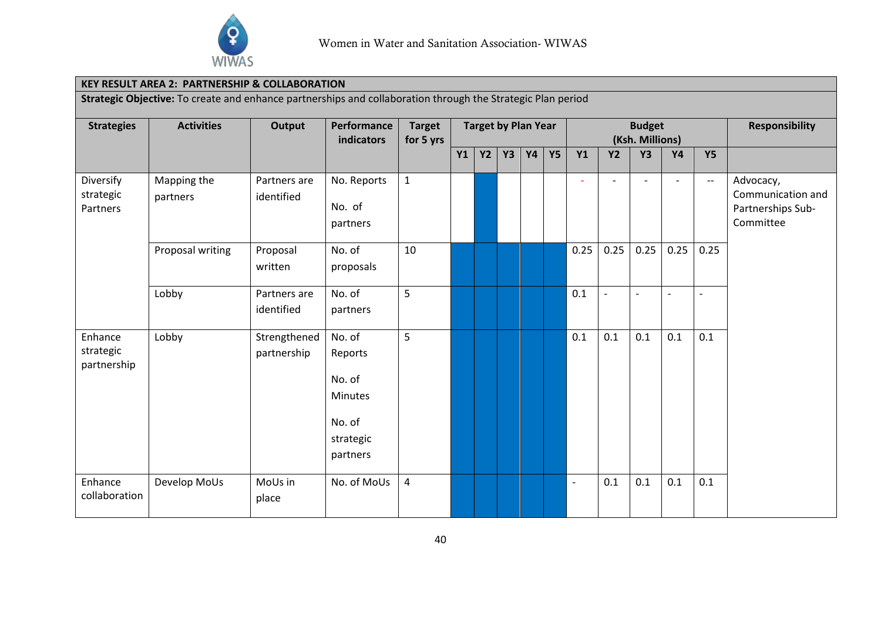**KEY RESULT AREA 2: PARTNERSHIP & COLLABORATION**

**Strategic Objective:** To create and enhance partnerships and collaboration through the Strategic Plan period

| Strategies | Activities | Output | Performance indicators | Target for 5 yrs | Target by Plan Year | | | | | Budget (Ksh. Millions) | | | | | Responsibility |
|---|---|---|---|---|---|---|---|---|---|---|---|---|---|---|---|
| | | | | | Y1 | Y2 | Y3 | Y4 | Y5 | Y1 | Y2 | Y3 | Y4 | Y5 | |
| Diversify strategic Partners | Mapping the partners | Partners are identified | No. Reports<br>No. of partners | 1 | | ■ | | | | - | - | - | - | -- | Advocacy, Communication and Partnerships Sub-Committee |
| | Proposal writing | Proposal written | No. of proposals | 10 | ■ | ■ | ■ | ■ | ■ | 0.25 | 0.25 | 0.25 | 0.25 | 0.25 | |
| | Lobby | Partners are identified | No. of partners | 5 | ■ | ■ | ■ | ■ | ■ | 0.1 | - | - | - | - | |
| Enhance strategic partnership | Lobby | Strengthened partnership | No. of Reports<br>No. of Minutes<br>No. of strategic partners | 5 | ■ | ■ | ■ | ■ | ■ | 0.1 | 0.1 | 0.1 | 0.1 | 0.1 | |
| Enhance collaboration | Develop MoUs | MoUs in place | No. of MoUs | 4 | ■ | ■ | ■ | ■ | ■ | - | 0.1 | 0.1 | 0.1 | 0.1 | |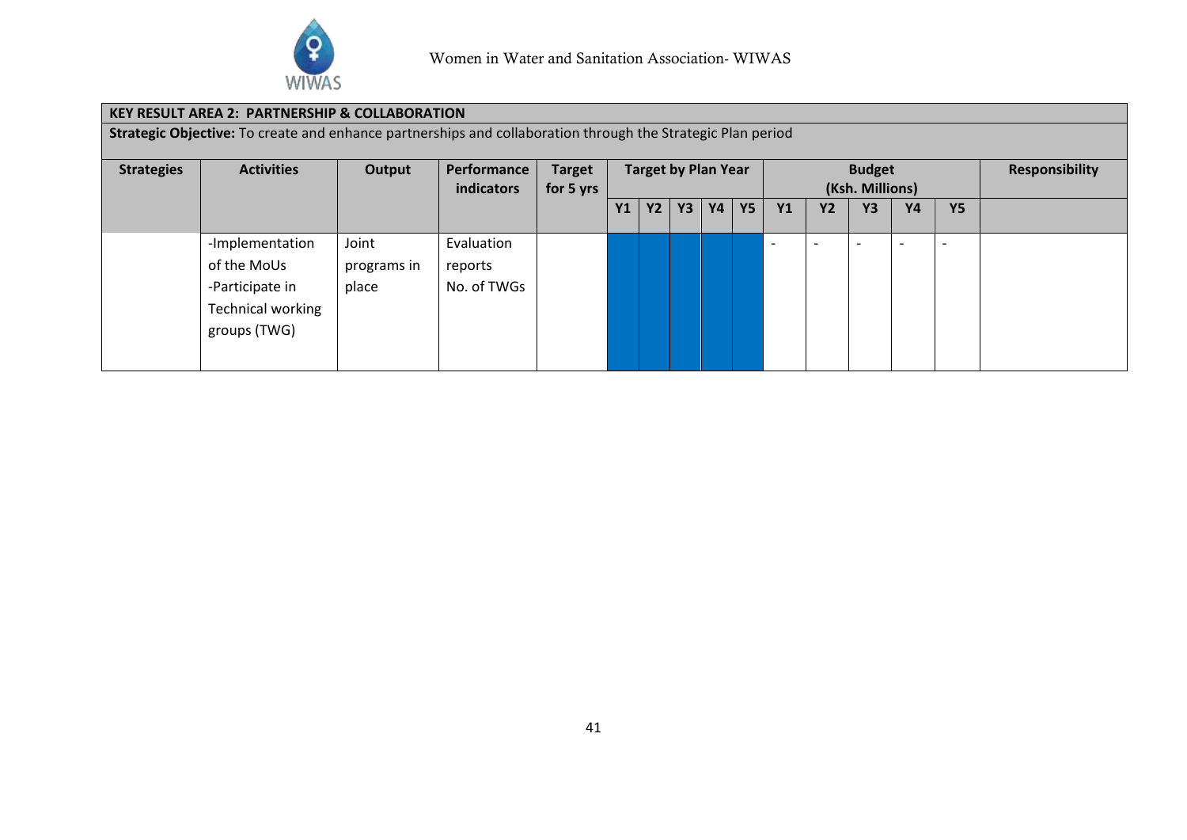| KEY RESULT AREA 2: PARTNERSHIP & COLLABORATION | | | | | | | | | | | | | | | |
|---|---|---|---|---|---|---|---|---|---|---|---|---|---|---|---|
| **Strategic Objective:** To create and enhance partnerships and collaboration through the Strategic Plan period | | | | | | | | | | | | | | | |
| **Strategies** | **Activities** | **Output** | **Performance indicators** | **Target for 5 yrs** | **Target by Plan Year** | | | | | **Budget (Ksh. Millions)** | | | | | **Responsibility** |
| | | | | | **Y1** | **Y2** | **Y3** | **Y4** | **Y5** | **Y1** | **Y2** | **Y3** | **Y4** | **Y5** | |
| | -Implementation of the MoUs<br>-Participate in Technical working groups (TWG) | Joint programs in place | Evaluation reports<br>No. of TWGs | | | | | | | - | - | - | - | - | |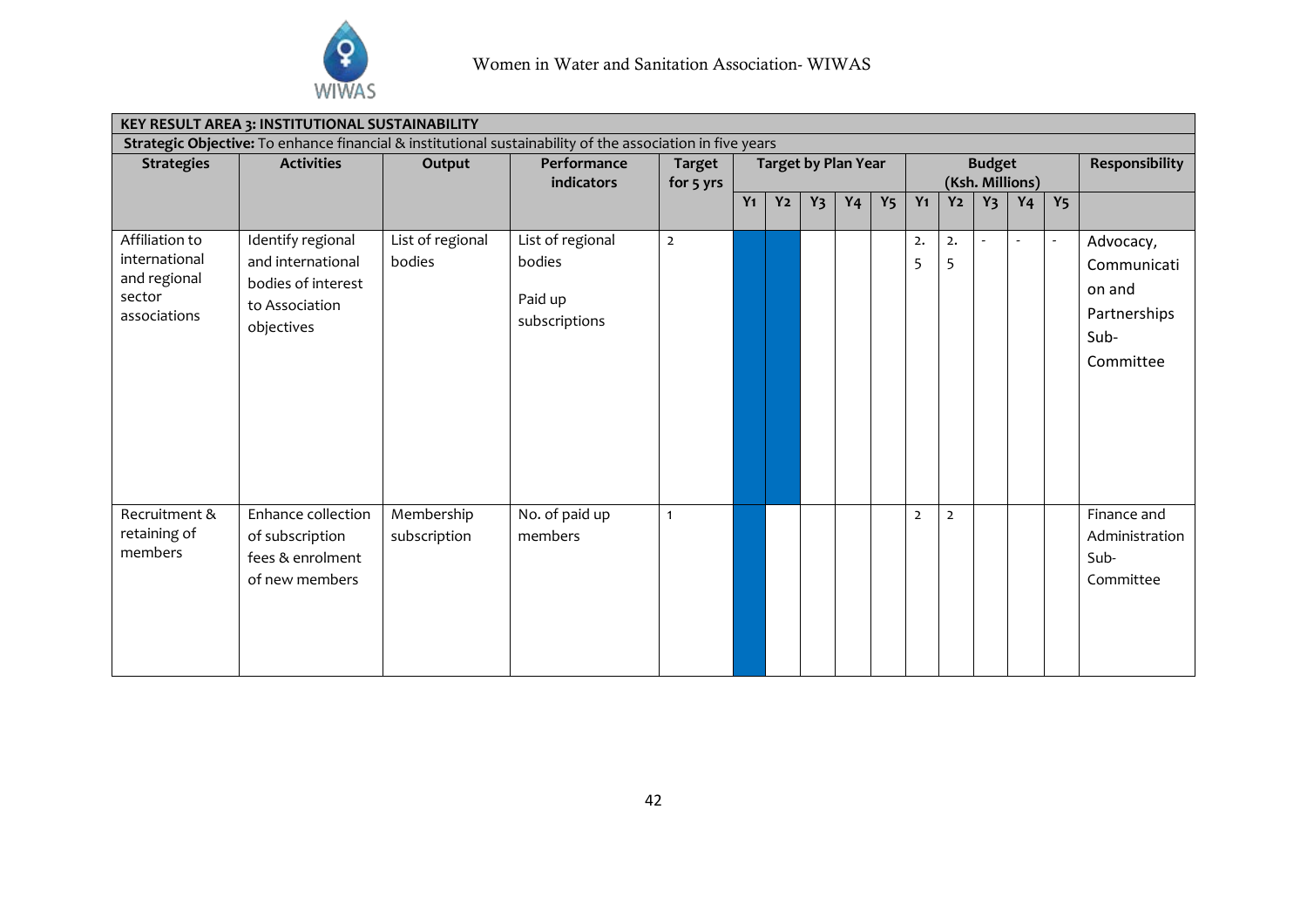| **KEY RESULT AREA 3: INSTITUTIONAL SUSTAINABILITY** | | | | | | | | | | | | | | | |
|---|---|---|---|---|---|---|---|---|---|---|---|---|---|---|---|
| **Strategic Objective:** To enhance financial & institutional sustainability of the association in five years | | | | | | | | | | | | | | | |
| **Strategies** | **Activities** | **Output** | **Performance indicators** | **Target for 5 yrs** | **Target by Plan Year** | | | | | **Budget (Ksh. Millions)** | | | | | **Responsibility** |
| | | | | | **Y1** | **Y2** | **Y3** | **Y4** | **Y5** | **Y1** | **Y2** | **Y3** | **Y4** | **Y5** | |
| Affiliation to international and regional sector associations | Identify regional and international bodies of interest to Association objectives | List of regional bodies | List of regional bodies<br><br>Paid up subscriptions | 2 | | | | | | 2.5 | 2.5 | - | - | - | Advocacy, Communication and Partnerships Sub-Committee |
| Recruitment & retaining of members | Enhance collection of subscription fees & enrolment of new members | Membership subscription | No. of paid up members | 1 | | | | | | 2 | 2 | | | | Finance and Administration Sub-Committee |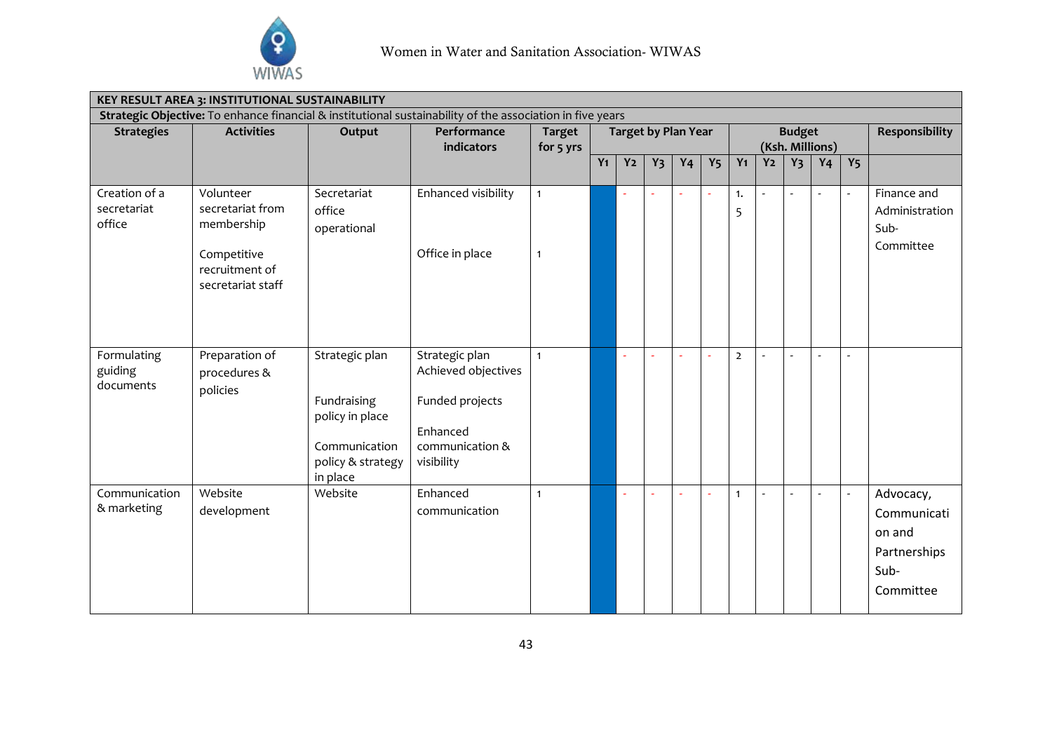| KEY RESULT AREA 3: INSTITUTIONAL SUSTAINABILITY | | | | | | | | | | | | | | | |
|---|---|---|---|---|---|---|---|---|---|---|---|---|---|---|---|
| **Strategic Objective:** To enhance financial & institutional sustainability of the association in five years | | | | | | | | | | | | | | | |
| **Strategies** | **Activities** | **Output** | **Performance indicators** | **Target for 5 yrs** | **Target by Plan Year** | | | | | **Budget (Ksh. Millions)** | | | | | **Responsibility** |
| | | | | | **Y1** | **Y2** | **Y3** | **Y4** | **Y5** | **Y1** | **Y2** | **Y3** | **Y4** | **Y5** | |
| Creation of a secretariat office | Volunteer secretariat from membership<br><br>Competitive recruitment of secretariat staff | Secretariat office operational | Enhanced visibility<br><br>Office in place | 1<br><br>1 | | - | - | - | - | 1.5 | - | - | - | - | Finance and Administration Sub-Committee |
| Formulating guiding documents | Preparation of procedures & policies | Strategic plan<br><br>Fundraising policy in place<br><br>Communication policy & strategy in place | Strategic plan Achieved objectives<br><br>Funded projects<br><br>Enhanced communication & visibility | 1 | | - | - | - | - | 2 | - | - | - | - | |
| Communication & marketing | Website development | Website | Enhanced communication | 1 | | - | - | - | - | 1 | - | - | - | - | Advocacy, Communication and Partnerships Sub-Committee |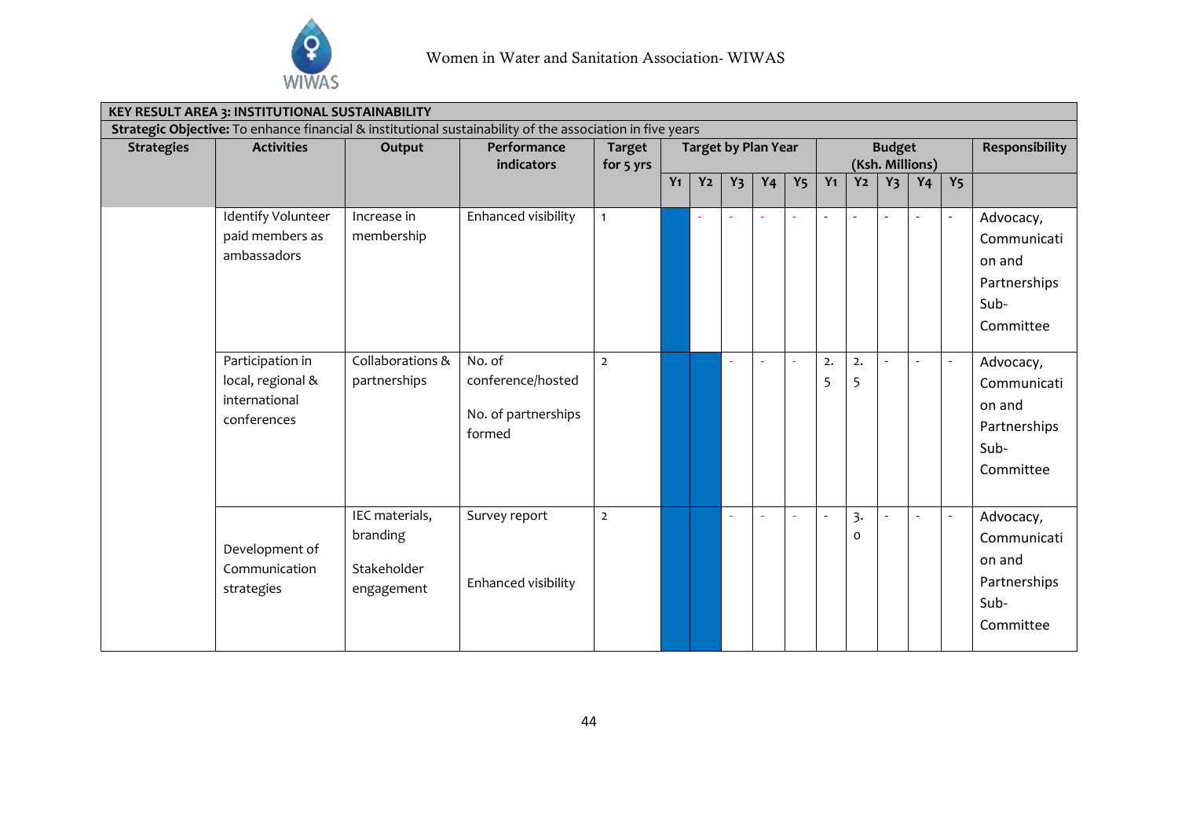| KEY RESULT AREA 3: INSTITUTIONAL SUSTAINABILITY | | | | | | | | | | | | | | | |
|---|---|---|---|---|---|---|---|---|---|---|---|---|---|---|---|
| **Strategic Objective:** To enhance financial & institutional sustainability of the association in five years | | | | | | | | | | | | | | | |
| **Strategies** | **Activities** | **Output** | **Performance indicators** | **Target for 5 yrs** | **Target by Plan Year** | | | | | **Budget (Ksh. Millions)** | | | | | **Responsibility** |
| | | | | | **Y1** | **Y2** | **Y3** | **Y4** | **Y5** | **Y1** | **Y2** | **Y3** | **Y4** | **Y5** | |
| | Identify Volunteer paid members as ambassadors | Increase in membership | Enhanced visibility | 1 | | - | - | - | - | - | - | - | - | - | Advocacy, Communication and Partnerships Sub-Committee |
| | Participation in local, regional & international conferences | Collaborations & partnerships | No. of conference/hosted<br><br>No. of partnerships formed | 2 | | | - | - | - | 2.5 | 2.5 | - | - | - | Advocacy, Communication and Partnerships Sub-Committee |
| | Development of Communication strategies | IEC materials, branding<br><br>Stakeholder engagement | Survey report<br><br>Enhanced visibility | 2 | | | - | - | - | - | 3.0 | - | - | - | Advocacy, Communication and Partnerships Sub-Committee |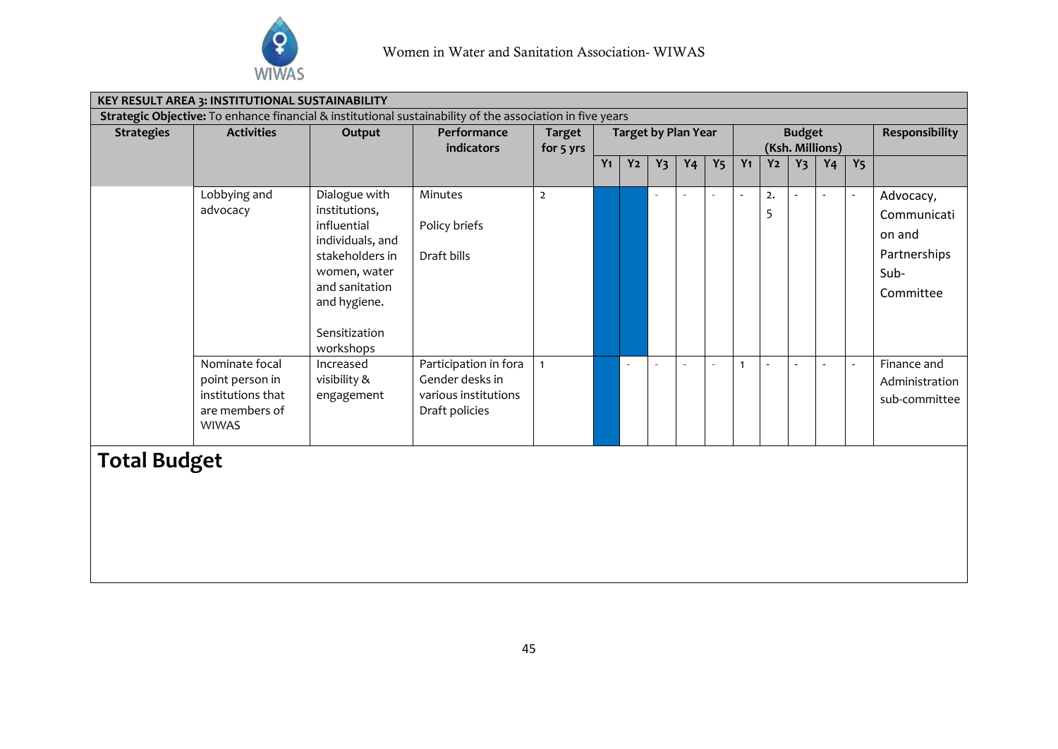| KEY RESULT AREA 3: INSTITUTIONAL SUSTAINABILITY | | | | | | | | | | | | | | | |
|---|---|---|---|---|---|---|---|---|---|---|---|---|---|---|---|
| **Strategic Objective:** To enhance financial & institutional sustainability of the association in five years | | | | | | | | | | | | | | | |
| **Strategies** | **Activities** | **Output** | **Performance indicators** | **Target for 5 yrs** | **Target by Plan Year** | | | | | **Budget (Ksh. Millions)** | | | | | **Responsibility** |
| | | | | | **Y1** | **Y2** | **Y3** | **Y4** | **Y5** | **Y1** | **Y2** | **Y3** | **Y4** | **Y5** | |
| | Lobbying and advocacy | Dialogue with institutions, influential individuals, and stakeholders in women, water and sanitation and hygiene.<br><br>Sensitization workshops | Minutes<br><br>Policy briefs<br><br>Draft bills | 2 | | | - | - | - | - | 2.5 | - | - | - | Advocacy, Communication and Partnerships Sub-Committee |
| | Nominate focal point person in institutions that are members of WIWAS | Increased visibility & engagement | Participation in fora Gender desks in various institutions Draft policies | 1 | | - | - | - | - | 1 | - | - | - | - | Finance and Administration sub-committee |

## Total Budget